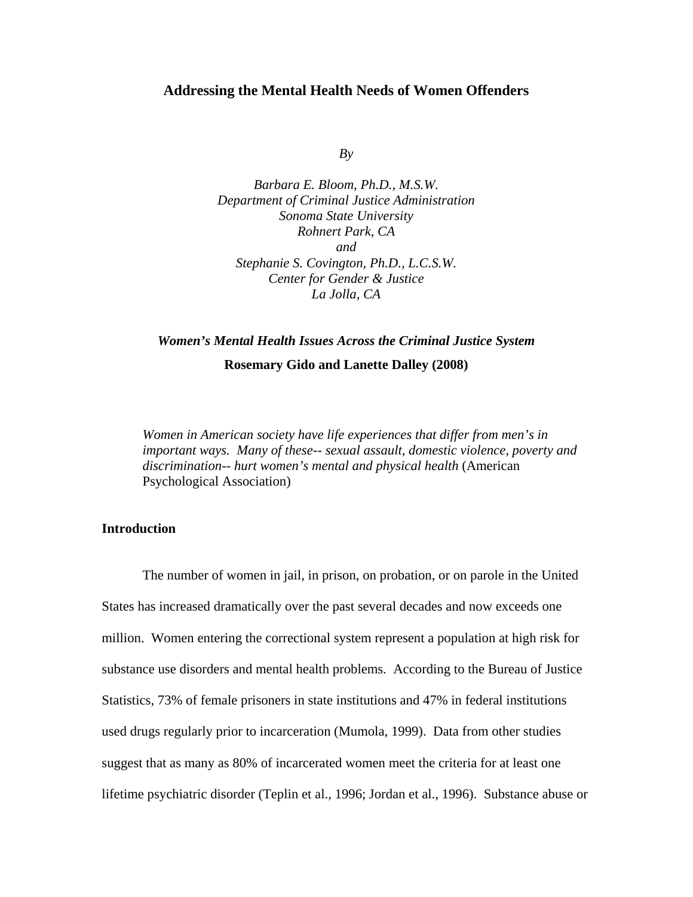# Addressing the Mental Health Needs of Women Offenders

*By*

*Barbara E. Bloom, Ph.D., M.S.W.*
*Department of Criminal Justice Administration*
*Sonoma State University*
*Rohnert Park, CA*
*and*
*Stephanie S. Covington, Ph.D., L.C.S.W.*
*Center for Gender & Justice*
*La Jolla, CA*

***Women's Mental Health Issues Across the Criminal Justice System***

**Rosemary Gido and Lanette Dalley (2008)**

> *Women in American society have life experiences that differ from men's in important ways. Many of these-- sexual assault, domestic violence, poverty and discrimination-- hurt women's mental and physical health* (American Psychological Association)

## Introduction

The number of women in jail, in prison, on probation, or on parole in the United States has increased dramatically over the past several decades and now exceeds one million. Women entering the correctional system represent a population at high risk for substance use disorders and mental health problems. According to the Bureau of Justice Statistics, 73% of female prisoners in state institutions and 47% in federal institutions used drugs regularly prior to incarceration (Mumola, 1999). Data from other studies suggest that as many as 80% of incarcerated women meet the criteria for at least one lifetime psychiatric disorder (Teplin et al., 1996; Jordan et al., 1996). Substance abuse or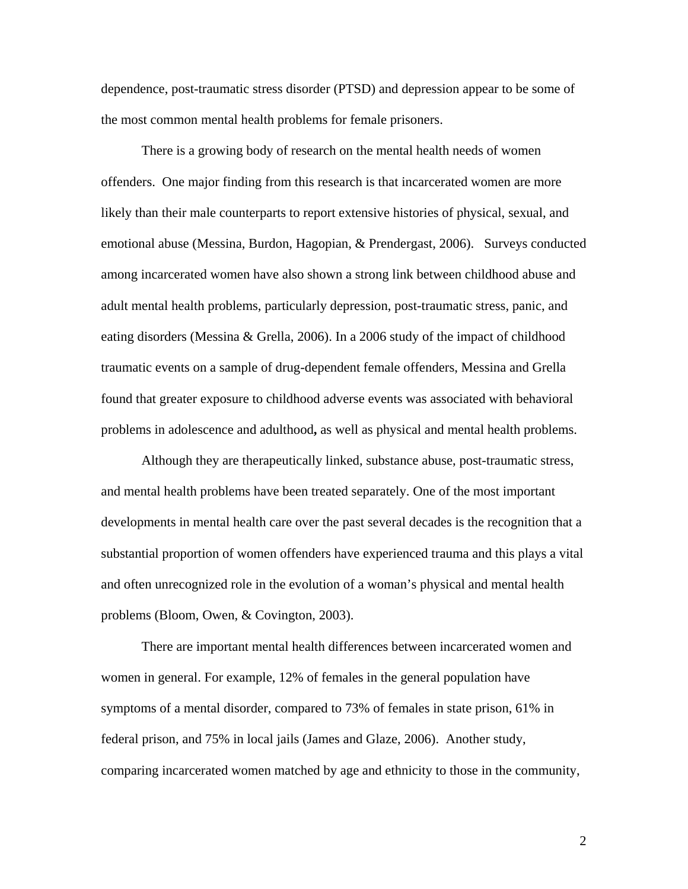dependence, post-traumatic stress disorder (PTSD) and depression appear to be some of the most common mental health problems for female prisoners.

There is a growing body of research on the mental health needs of women offenders. One major finding from this research is that incarcerated women are more likely than their male counterparts to report extensive histories of physical, sexual, and emotional abuse (Messina, Burdon, Hagopian, & Prendergast, 2006). Surveys conducted among incarcerated women have also shown a strong link between childhood abuse and adult mental health problems, particularly depression, post-traumatic stress, panic, and eating disorders (Messina & Grella, 2006). In a 2006 study of the impact of childhood traumatic events on a sample of drug-dependent female offenders, Messina and Grella found that greater exposure to childhood adverse events was associated with behavioral problems in adolescence and adulthood**,** as well as physical and mental health problems.

Although they are therapeutically linked, substance abuse, post-traumatic stress, and mental health problems have been treated separately. One of the most important developments in mental health care over the past several decades is the recognition that a substantial proportion of women offenders have experienced trauma and this plays a vital and often unrecognized role in the evolution of a woman's physical and mental health problems (Bloom, Owen, & Covington, 2003).

There are important mental health differences between incarcerated women and women in general. For example, 12% of females in the general population have symptoms of a mental disorder, compared to 73% of females in state prison, 61% in federal prison, and 75% in local jails (James and Glaze, 2006). Another study, comparing incarcerated women matched by age and ethnicity to those in the community,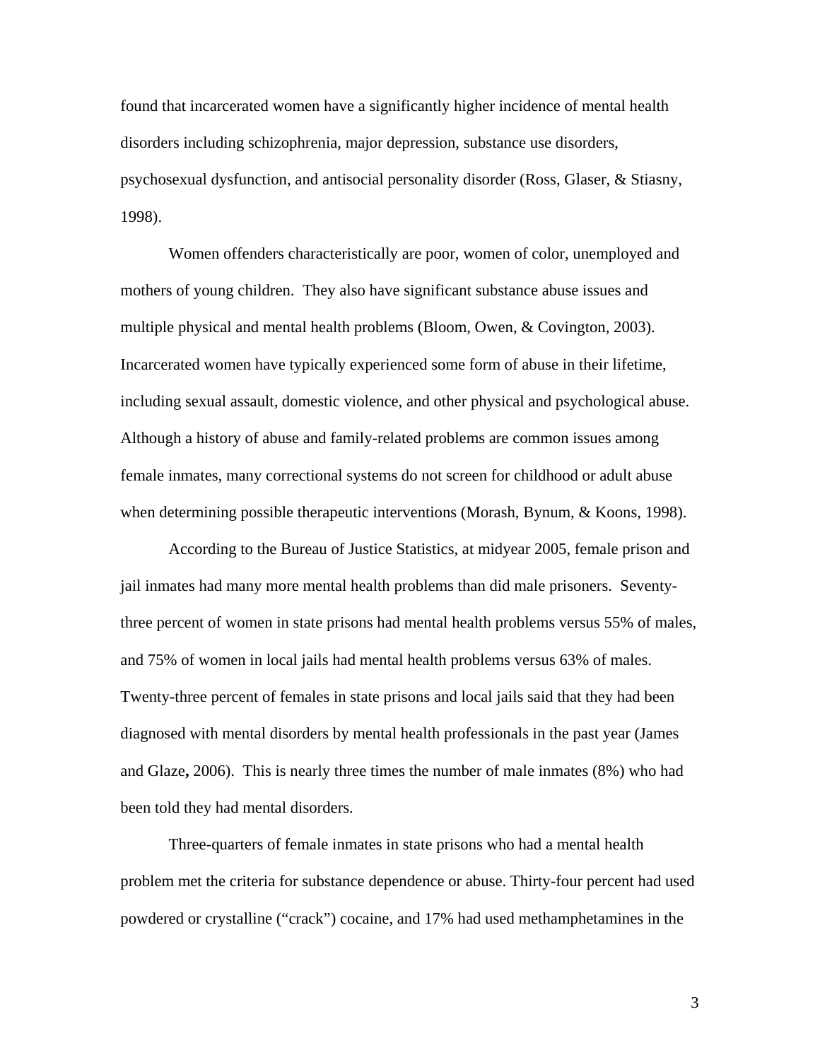found that incarcerated women have a significantly higher incidence of mental health disorders including schizophrenia, major depression, substance use disorders, psychosexual dysfunction, and antisocial personality disorder (Ross, Glaser, & Stiasny, 1998).

Women offenders characteristically are poor, women of color, unemployed and mothers of young children. They also have significant substance abuse issues and multiple physical and mental health problems (Bloom, Owen, & Covington, 2003). Incarcerated women have typically experienced some form of abuse in their lifetime, including sexual assault, domestic violence, and other physical and psychological abuse. Although a history of abuse and family-related problems are common issues among female inmates, many correctional systems do not screen for childhood or adult abuse when determining possible therapeutic interventions (Morash, Bynum, & Koons, 1998).

According to the Bureau of Justice Statistics, at midyear 2005, female prison and jail inmates had many more mental health problems than did male prisoners. Seventy-three percent of women in state prisons had mental health problems versus 55% of males, and 75% of women in local jails had mental health problems versus 63% of males. Twenty-three percent of females in state prisons and local jails said that they had been diagnosed with mental disorders by mental health professionals in the past year (James and Glaze**,** 2006). This is nearly three times the number of male inmates (8%) who had been told they had mental disorders.

Three-quarters of female inmates in state prisons who had a mental health problem met the criteria for substance dependence or abuse. Thirty-four percent had used powdered or crystalline ("crack") cocaine, and 17% had used methamphetamines in the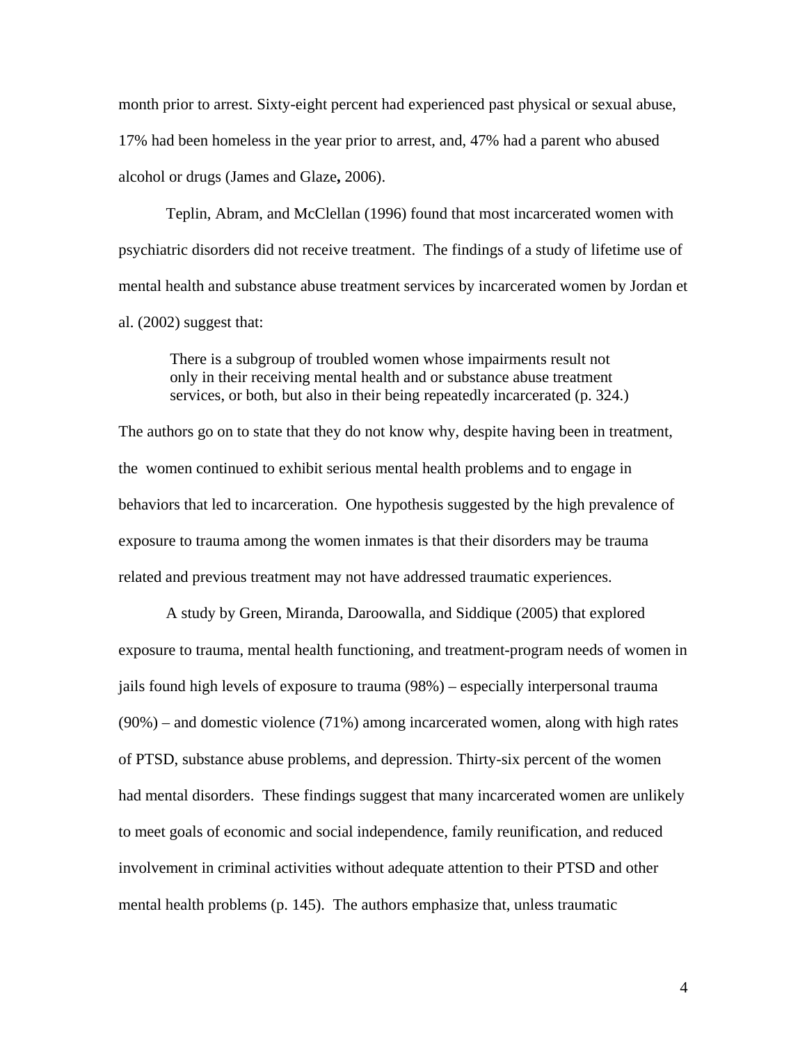month prior to arrest. Sixty-eight percent had experienced past physical or sexual abuse, 17% had been homeless in the year prior to arrest, and, 47% had a parent who abused alcohol or drugs (James and Glaze**,** 2006).

Teplin, Abram, and McClellan (1996) found that most incarcerated women with psychiatric disorders did not receive treatment. The findings of a study of lifetime use of mental health and substance abuse treatment services by incarcerated women by Jordan et al. (2002) suggest that:

> There is a subgroup of troubled women whose impairments result not only in their receiving mental health and or substance abuse treatment services, or both, but also in their being repeatedly incarcerated (p. 324.)

The authors go on to state that they do not know why, despite having been in treatment, the women continued to exhibit serious mental health problems and to engage in behaviors that led to incarceration. One hypothesis suggested by the high prevalence of exposure to trauma among the women inmates is that their disorders may be trauma related and previous treatment may not have addressed traumatic experiences.

A study by Green, Miranda, Daroowalla, and Siddique (2005) that explored exposure to trauma, mental health functioning, and treatment-program needs of women in jails found high levels of exposure to trauma (98%) – especially interpersonal trauma (90%) – and domestic violence (71%) among incarcerated women, along with high rates of PTSD, substance abuse problems, and depression. Thirty-six percent of the women had mental disorders. These findings suggest that many incarcerated women are unlikely to meet goals of economic and social independence, family reunification, and reduced involvement in criminal activities without adequate attention to their PTSD and other mental health problems (p. 145). The authors emphasize that, unless traumatic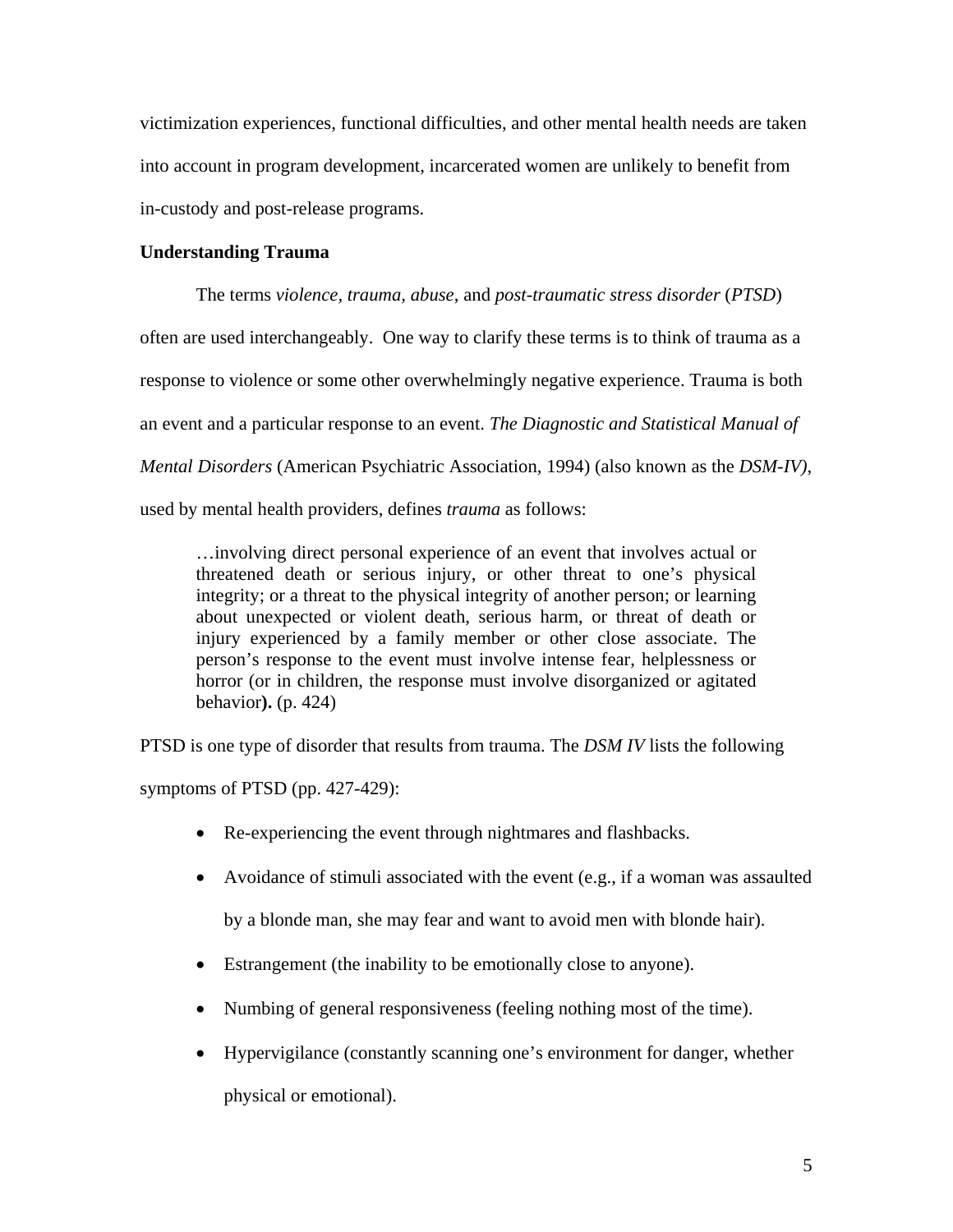victimization experiences, functional difficulties, and other mental health needs are taken into account in program development, incarcerated women are unlikely to benefit from in-custody and post-release programs.

**Understanding Trauma**

The terms *violence*, *trauma*, *abuse*, and *post-traumatic stress disorder* (*PTSD*) often are used interchangeably. One way to clarify these terms is to think of trauma as a response to violence or some other overwhelmingly negative experience. Trauma is both an event and a particular response to an event. *The Diagnostic and Statistical Manual of Mental Disorders* (American Psychiatric Association, 1994) (also known as the *DSM-IV)*, used by mental health providers, defines *trauma* as follows:

> …involving direct personal experience of an event that involves actual or threatened death or serious injury, or other threat to one's physical integrity; or a threat to the physical integrity of another person; or learning about unexpected or violent death, serious harm, or threat of death or injury experienced by a family member or other close associate. The person's response to the event must involve intense fear, helplessness or horror (or in children, the response must involve disorganized or agitated behavior**).** (p. 424)

PTSD is one type of disorder that results from trauma. The *DSM IV* lists the following symptoms of PTSD (pp. 427-429):

- Re-experiencing the event through nightmares and flashbacks.
- Avoidance of stimuli associated with the event (e.g., if a woman was assaulted by a blonde man, she may fear and want to avoid men with blonde hair).
- Estrangement (the inability to be emotionally close to anyone).
- Numbing of general responsiveness (feeling nothing most of the time).
- Hypervigilance (constantly scanning one's environment for danger, whether physical or emotional).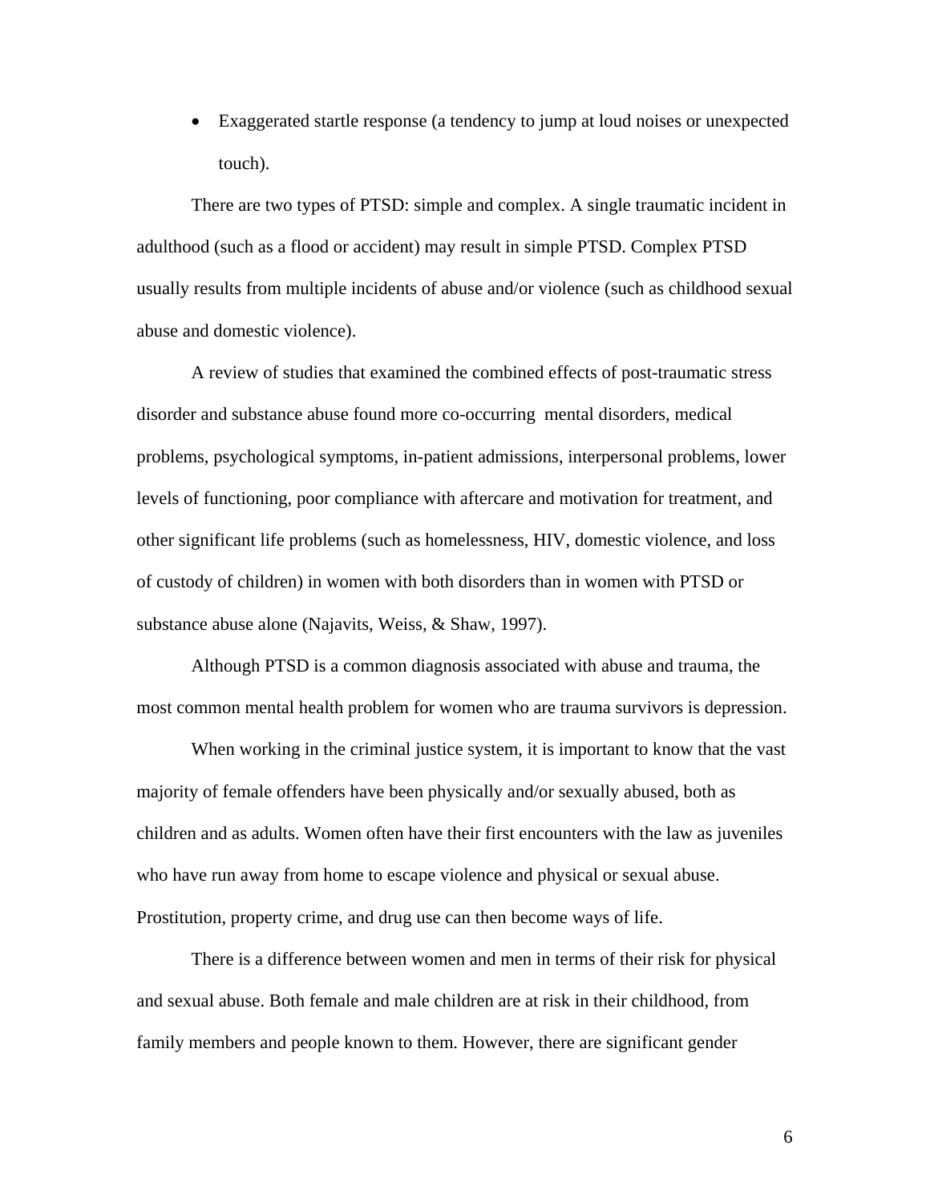- Exaggerated startle response (a tendency to jump at loud noises or unexpected touch).

There are two types of PTSD: simple and complex. A single traumatic incident in adulthood (such as a flood or accident) may result in simple PTSD. Complex PTSD usually results from multiple incidents of abuse and/or violence (such as childhood sexual abuse and domestic violence).

A review of studies that examined the combined effects of post-traumatic stress disorder and substance abuse found more co-occurring mental disorders, medical problems, psychological symptoms, in-patient admissions, interpersonal problems, lower levels of functioning, poor compliance with aftercare and motivation for treatment, and other significant life problems (such as homelessness, HIV, domestic violence, and loss of custody of children) in women with both disorders than in women with PTSD or substance abuse alone (Najavits, Weiss, & Shaw, 1997).

Although PTSD is a common diagnosis associated with abuse and trauma, the most common mental health problem for women who are trauma survivors is depression.

When working in the criminal justice system, it is important to know that the vast majority of female offenders have been physically and/or sexually abused, both as children and as adults. Women often have their first encounters with the law as juveniles who have run away from home to escape violence and physical or sexual abuse. Prostitution, property crime, and drug use can then become ways of life.

There is a difference between women and men in terms of their risk for physical and sexual abuse. Both female and male children are at risk in their childhood, from family members and people known to them. However, there are significant gender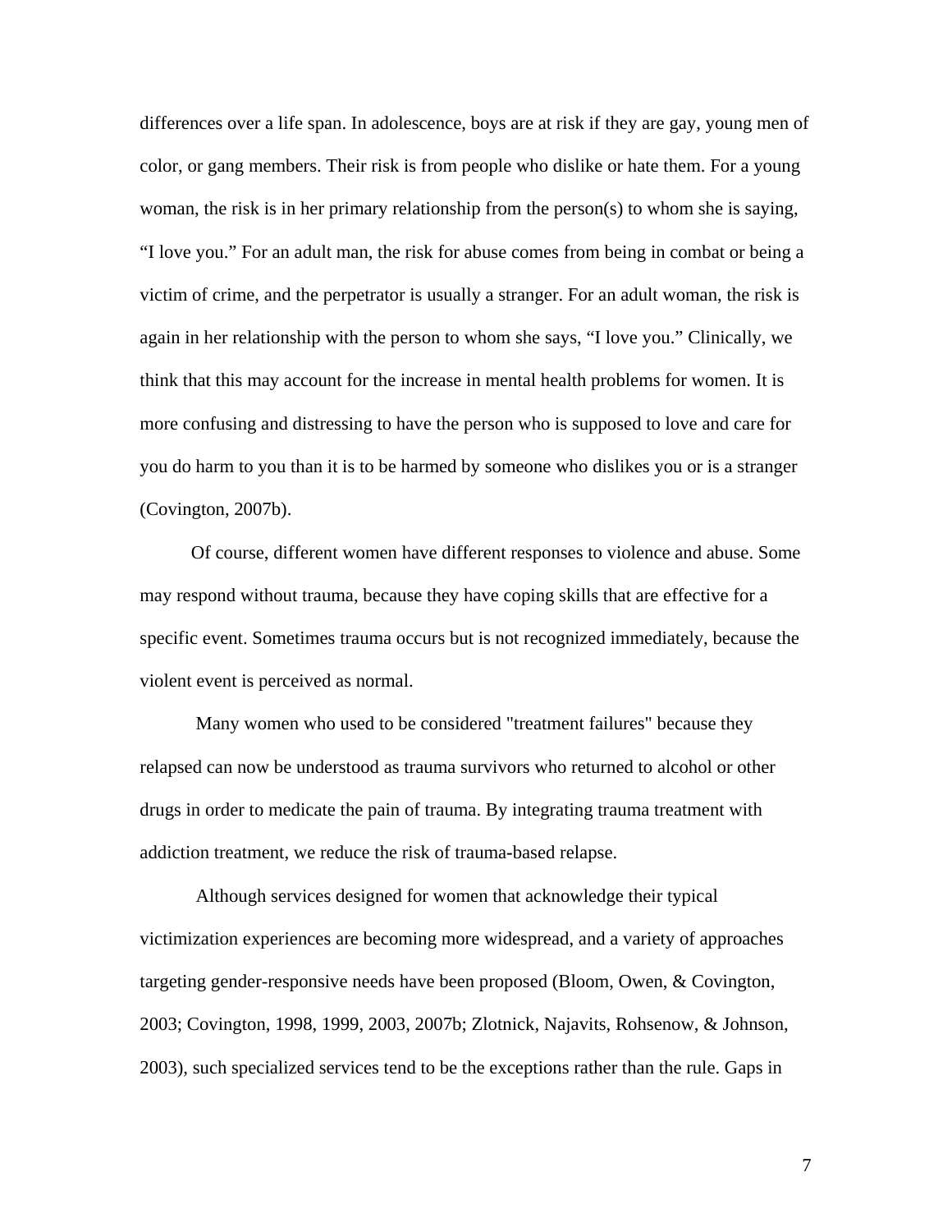differences over a life span. In adolescence, boys are at risk if they are gay, young men of color, or gang members. Their risk is from people who dislike or hate them. For a young woman, the risk is in her primary relationship from the person(s) to whom she is saying, “I love you.” For an adult man, the risk for abuse comes from being in combat or being a victim of crime, and the perpetrator is usually a stranger. For an adult woman, the risk is again in her relationship with the person to whom she says, “I love you.” Clinically, we think that this may account for the increase in mental health problems for women. It is more confusing and distressing to have the person who is supposed to love and care for you do harm to you than it is to be harmed by someone who dislikes you or is a stranger (Covington, 2007b).

Of course, different women have different responses to violence and abuse. Some may respond without trauma, because they have coping skills that are effective for a specific event. Sometimes trauma occurs but is not recognized immediately, because the violent event is perceived as normal.

Many women who used to be considered "treatment failures" because they relapsed can now be understood as trauma survivors who returned to alcohol or other drugs in order to medicate the pain of trauma. By integrating trauma treatment with addiction treatment, we reduce the risk of trauma-based relapse.

Although services designed for women that acknowledge their typical victimization experiences are becoming more widespread, and a variety of approaches targeting gender-responsive needs have been proposed (Bloom, Owen, & Covington, 2003; Covington, 1998, 1999, 2003, 2007b; Zlotnick, Najavits, Rohsenow, & Johnson, 2003), such specialized services tend to be the exceptions rather than the rule. Gaps in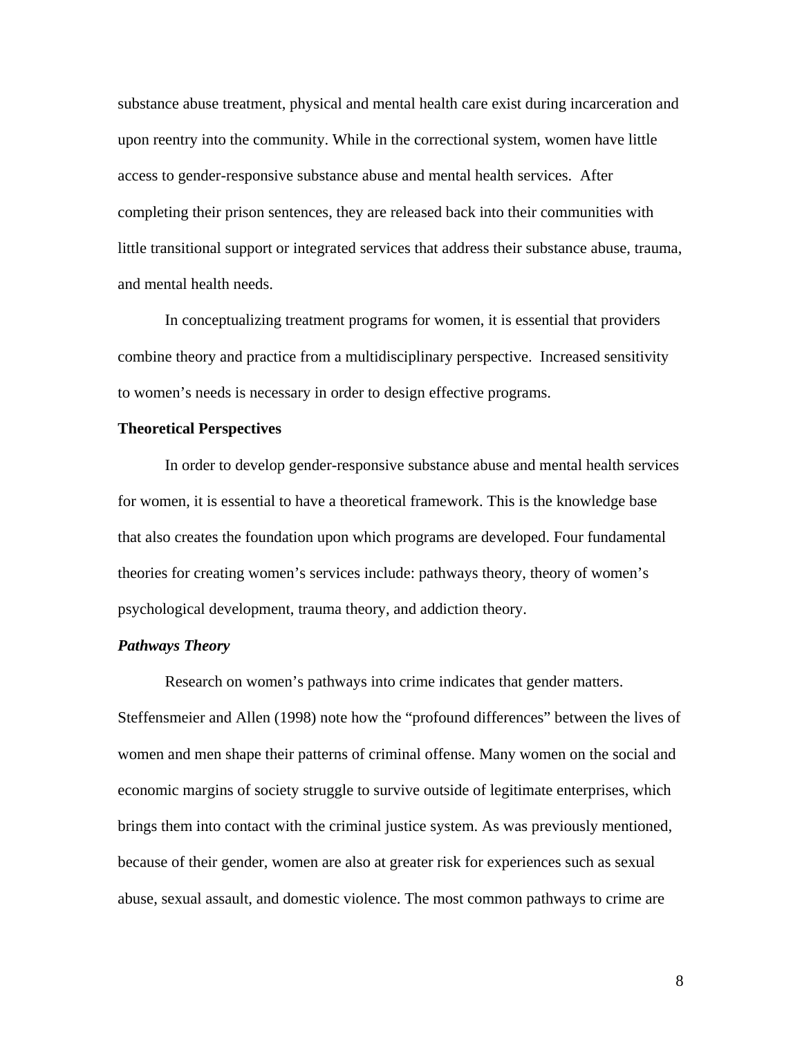substance abuse treatment, physical and mental health care exist during incarceration and upon reentry into the community. While in the correctional system, women have little access to gender-responsive substance abuse and mental health services. After completing their prison sentences, they are released back into their communities with little transitional support or integrated services that address their substance abuse, trauma, and mental health needs.

In conceptualizing treatment programs for women, it is essential that providers combine theory and practice from a multidisciplinary perspective. Increased sensitivity to women's needs is necessary in order to design effective programs.

## Theoretical Perspectives

In order to develop gender-responsive substance abuse and mental health services for women, it is essential to have a theoretical framework. This is the knowledge base that also creates the foundation upon which programs are developed. Four fundamental theories for creating women's services include: pathways theory, theory of women's psychological development, trauma theory, and addiction theory.

### *Pathways Theory*

Research on women's pathways into crime indicates that gender matters. Steffensmeier and Allen (1998) note how the "profound differences" between the lives of women and men shape their patterns of criminal offense. Many women on the social and economic margins of society struggle to survive outside of legitimate enterprises, which brings them into contact with the criminal justice system. As was previously mentioned, because of their gender, women are also at greater risk for experiences such as sexual abuse, sexual assault, and domestic violence. The most common pathways to crime are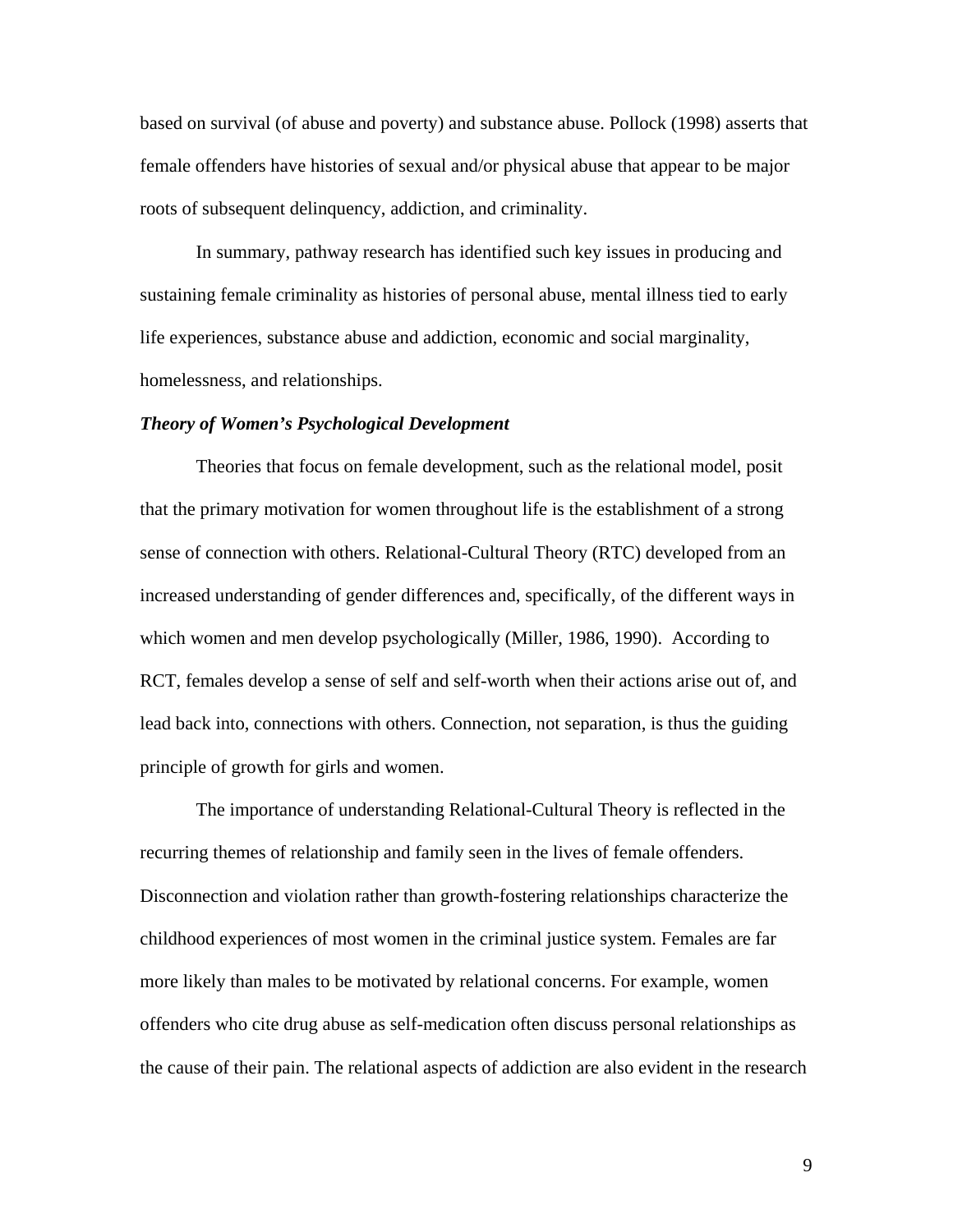based on survival (of abuse and poverty) and substance abuse. Pollock (1998) asserts that female offenders have histories of sexual and/or physical abuse that appear to be major roots of subsequent delinquency, addiction, and criminality.

In summary, pathway research has identified such key issues in producing and sustaining female criminality as histories of personal abuse, mental illness tied to early life experiences, substance abuse and addiction, economic and social marginality, homelessness, and relationships.

***Theory of Women's Psychological Development***

Theories that focus on female development, such as the relational model, posit that the primary motivation for women throughout life is the establishment of a strong sense of connection with others. Relational-Cultural Theory (RTC) developed from an increased understanding of gender differences and, specifically, of the different ways in which women and men develop psychologically (Miller, 1986, 1990). According to RCT, females develop a sense of self and self-worth when their actions arise out of, and lead back into, connections with others. Connection, not separation, is thus the guiding principle of growth for girls and women.

The importance of understanding Relational-Cultural Theory is reflected in the recurring themes of relationship and family seen in the lives of female offenders. Disconnection and violation rather than growth-fostering relationships characterize the childhood experiences of most women in the criminal justice system. Females are far more likely than males to be motivated by relational concerns. For example, women offenders who cite drug abuse as self-medication often discuss personal relationships as the cause of their pain. The relational aspects of addiction are also evident in the research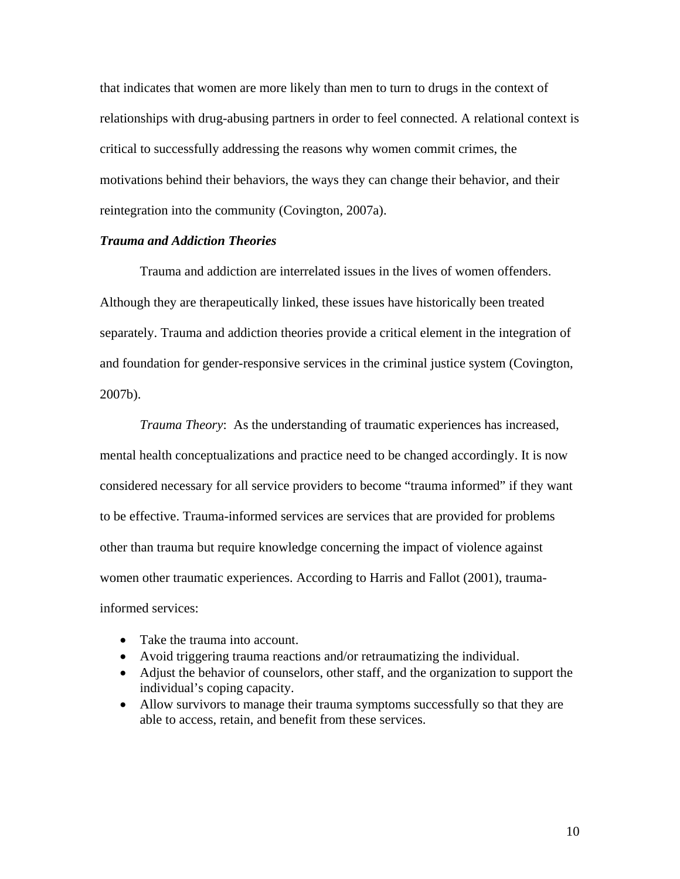that indicates that women are more likely than men to turn to drugs in the context of relationships with drug-abusing partners in order to feel connected. A relational context is critical to successfully addressing the reasons why women commit crimes, the motivations behind their behaviors, the ways they can change their behavior, and their reintegration into the community (Covington, 2007a).

### *Trauma and Addiction Theories*

Trauma and addiction are interrelated issues in the lives of women offenders. Although they are therapeutically linked, these issues have historically been treated separately. Trauma and addiction theories provide a critical element in the integration of and foundation for gender-responsive services in the criminal justice system (Covington, 2007b).

*Trauma Theory*: As the understanding of traumatic experiences has increased, mental health conceptualizations and practice need to be changed accordingly. It is now considered necessary for all service providers to become "trauma informed" if they want to be effective. Trauma-informed services are services that are provided for problems other than trauma but require knowledge concerning the impact of violence against women other traumatic experiences. According to Harris and Fallot (2001), trauma-informed services:

- Take the trauma into account.
- Avoid triggering trauma reactions and/or retraumatizing the individual.
- Adjust the behavior of counselors, other staff, and the organization to support the individual's coping capacity.
- Allow survivors to manage their trauma symptoms successfully so that they are able to access, retain, and benefit from these services.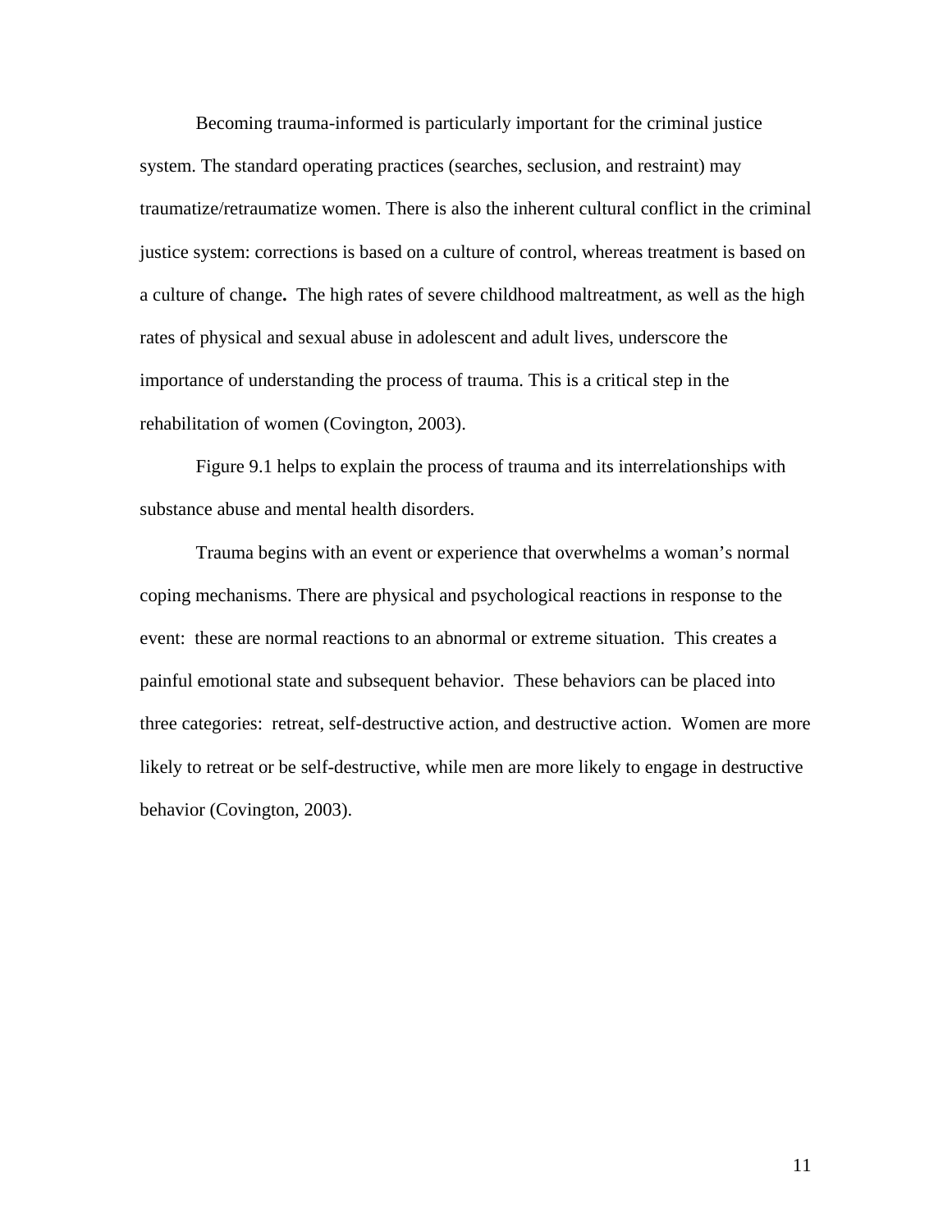Becoming trauma-informed is particularly important for the criminal justice system. The standard operating practices (searches, seclusion, and restraint) may traumatize/retraumatize women. There is also the inherent cultural conflict in the criminal justice system: corrections is based on a culture of control, whereas treatment is based on a culture of change. The high rates of severe childhood maltreatment, as well as the high rates of physical and sexual abuse in adolescent and adult lives, underscore the importance of understanding the process of trauma. This is a critical step in the rehabilitation of women (Covington, 2003).

Figure 9.1 helps to explain the process of trauma and its interrelationships with substance abuse and mental health disorders.

Trauma begins with an event or experience that overwhelms a woman's normal coping mechanisms. There are physical and psychological reactions in response to the event: these are normal reactions to an abnormal or extreme situation. This creates a painful emotional state and subsequent behavior. These behaviors can be placed into three categories: retreat, self-destructive action, and destructive action. Women are more likely to retreat or be self-destructive, while men are more likely to engage in destructive behavior (Covington, 2003).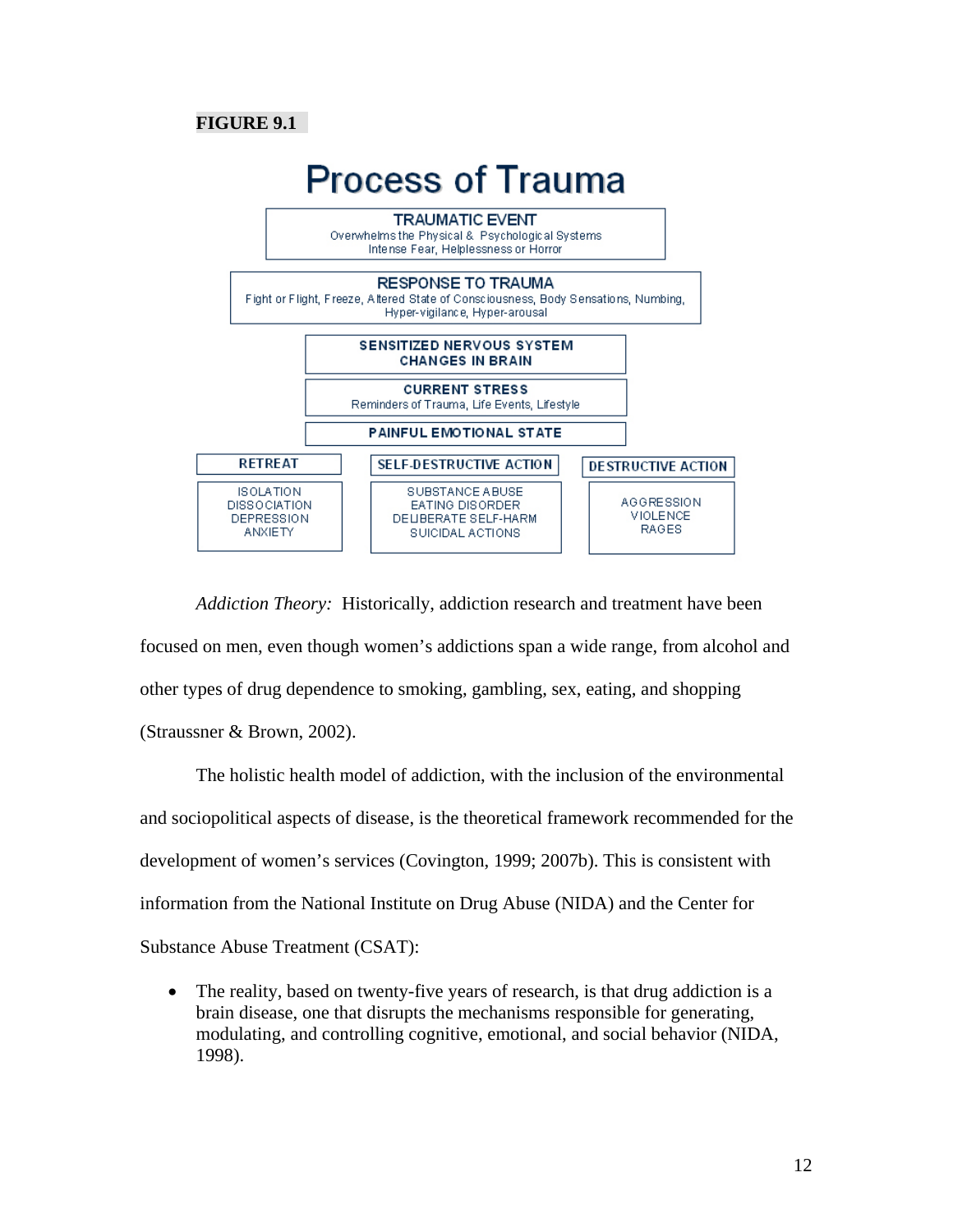**FIGURE 9.1**

# Process of Trauma

**TRAUMATIC EVENT**
Overwhelms the Physical & Psychological Systems
Intense Fear, Helplessness or Horror

**RESPONSE TO TRAUMA**
Fight or Flight, Freeze, Altered State of Consciousness, Body Sensations, Numbing, Hyper-vigilance, Hyper-arousal

**SENSITIZED NERVOUS SYSTEM**
**CHANGES IN BRAIN**

**CURRENT STRESS**
Reminders of Trauma, Life Events, Lifestyle

**PAINFUL EMOTIONAL STATE**

| RETREAT | SELF-DESTRUCTIVE ACTION | DESTRUCTIVE ACTION |
|---|---|---|
| ISOLATION<br>DISSOCIATION<br>DEPRESSION<br>ANXIETY | SUBSTANCE ABUSE<br>EATING DISORDER<br>DELIBERATE SELF-HARM<br>SUICIDAL ACTIONS | AGGRESSION<br>VIOLENCE<br>RAGES |

*Addiction Theory:* Historically, addiction research and treatment have been focused on men, even though women's addictions span a wide range, from alcohol and other types of drug dependence to smoking, gambling, sex, eating, and shopping (Straussner & Brown, 2002).

The holistic health model of addiction, with the inclusion of the environmental and sociopolitical aspects of disease, is the theoretical framework recommended for the development of women's services (Covington, 1999; 2007b). This is consistent with information from the National Institute on Drug Abuse (NIDA) and the Center for Substance Abuse Treatment (CSAT):

- The reality, based on twenty-five years of research, is that drug addiction is a brain disease, one that disrupts the mechanisms responsible for generating, modulating, and controlling cognitive, emotional, and social behavior (NIDA, 1998).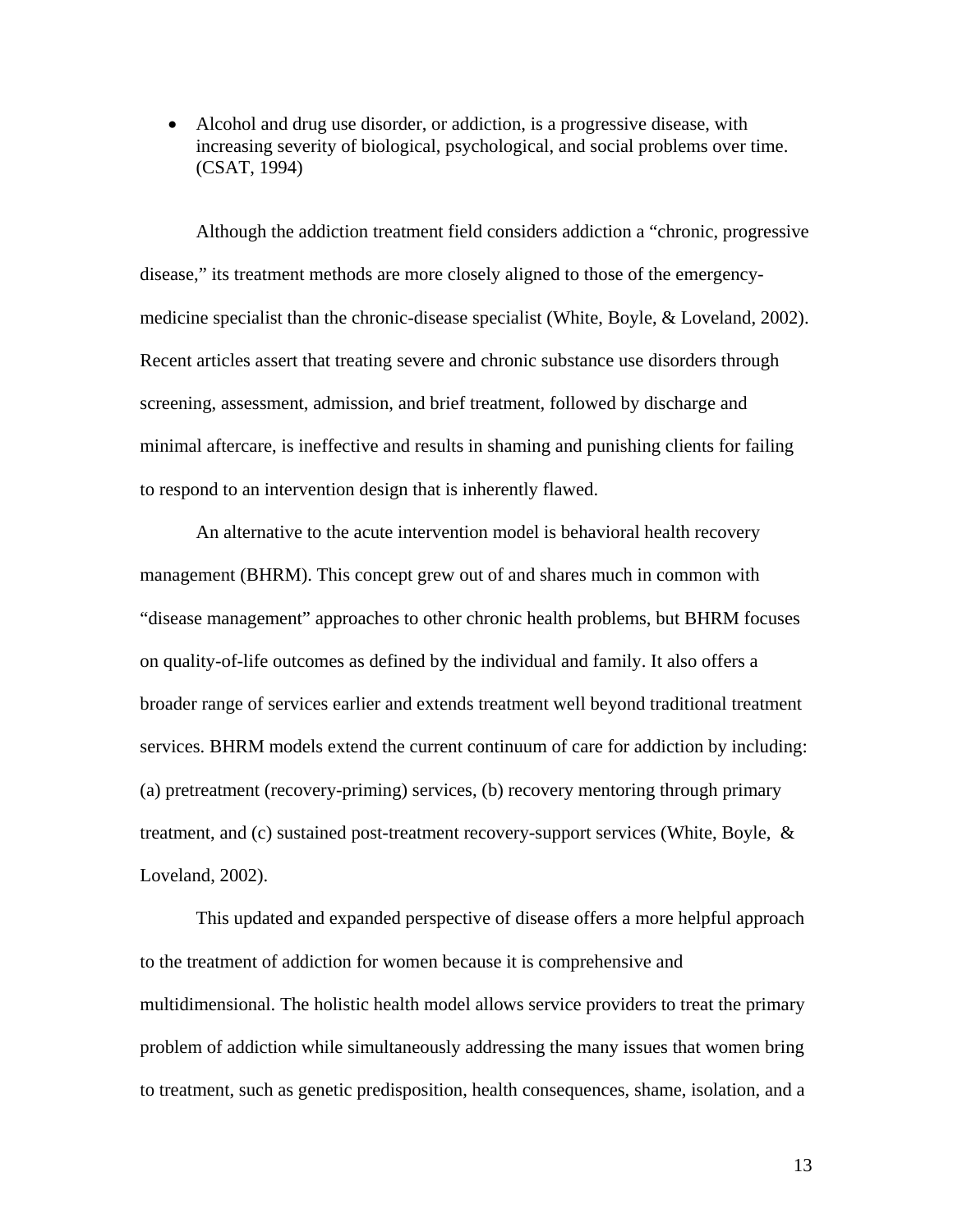- Alcohol and drug use disorder, or addiction, is a progressive disease, with increasing severity of biological, psychological, and social problems over time. (CSAT, 1994)

Although the addiction treatment field considers addiction a "chronic, progressive disease," its treatment methods are more closely aligned to those of the emergency-medicine specialist than the chronic-disease specialist (White, Boyle, & Loveland, 2002). Recent articles assert that treating severe and chronic substance use disorders through screening, assessment, admission, and brief treatment, followed by discharge and minimal aftercare, is ineffective and results in shaming and punishing clients for failing to respond to an intervention design that is inherently flawed.

An alternative to the acute intervention model is behavioral health recovery management (BHRM). This concept grew out of and shares much in common with "disease management" approaches to other chronic health problems, but BHRM focuses on quality-of-life outcomes as defined by the individual and family. It also offers a broader range of services earlier and extends treatment well beyond traditional treatment services. BHRM models extend the current continuum of care for addiction by including: (a) pretreatment (recovery-priming) services, (b) recovery mentoring through primary treatment, and (c) sustained post-treatment recovery-support services (White, Boyle, & Loveland, 2002).

This updated and expanded perspective of disease offers a more helpful approach to the treatment of addiction for women because it is comprehensive and multidimensional. The holistic health model allows service providers to treat the primary problem of addiction while simultaneously addressing the many issues that women bring to treatment, such as genetic predisposition, health consequences, shame, isolation, and a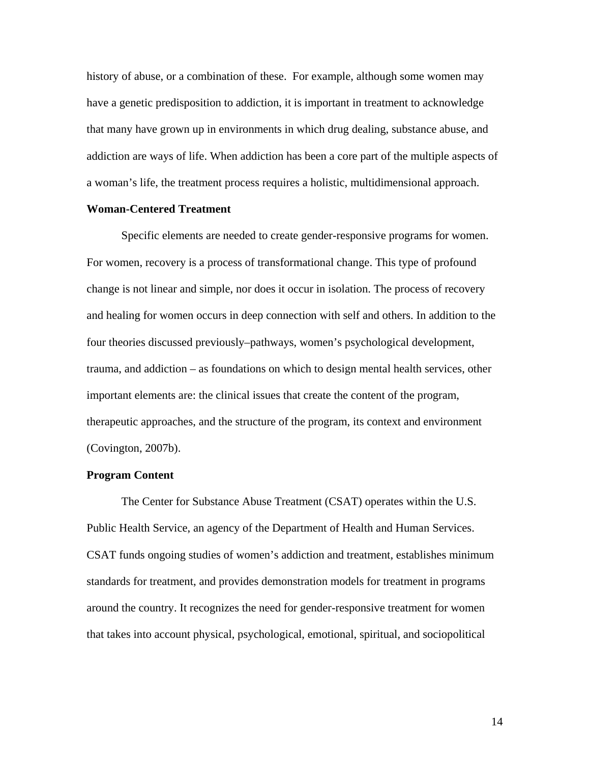history of abuse, or a combination of these. For example, although some women may have a genetic predisposition to addiction, it is important in treatment to acknowledge that many have grown up in environments in which drug dealing, substance abuse, and addiction are ways of life. When addiction has been a core part of the multiple aspects of a woman's life, the treatment process requires a holistic, multidimensional approach.

**Woman-Centered Treatment**

Specific elements are needed to create gender-responsive programs for women. For women, recovery is a process of transformational change. This type of profound change is not linear and simple, nor does it occur in isolation. The process of recovery and healing for women occurs in deep connection with self and others. In addition to the four theories discussed previously–pathways, women's psychological development, trauma, and addiction – as foundations on which to design mental health services, other important elements are: the clinical issues that create the content of the program, therapeutic approaches, and the structure of the program, its context and environment (Covington, 2007b).

**Program Content**

The Center for Substance Abuse Treatment (CSAT) operates within the U.S. Public Health Service, an agency of the Department of Health and Human Services. CSAT funds ongoing studies of women's addiction and treatment, establishes minimum standards for treatment, and provides demonstration models for treatment in programs around the country. It recognizes the need for gender-responsive treatment for women that takes into account physical, psychological, emotional, spiritual, and sociopolitical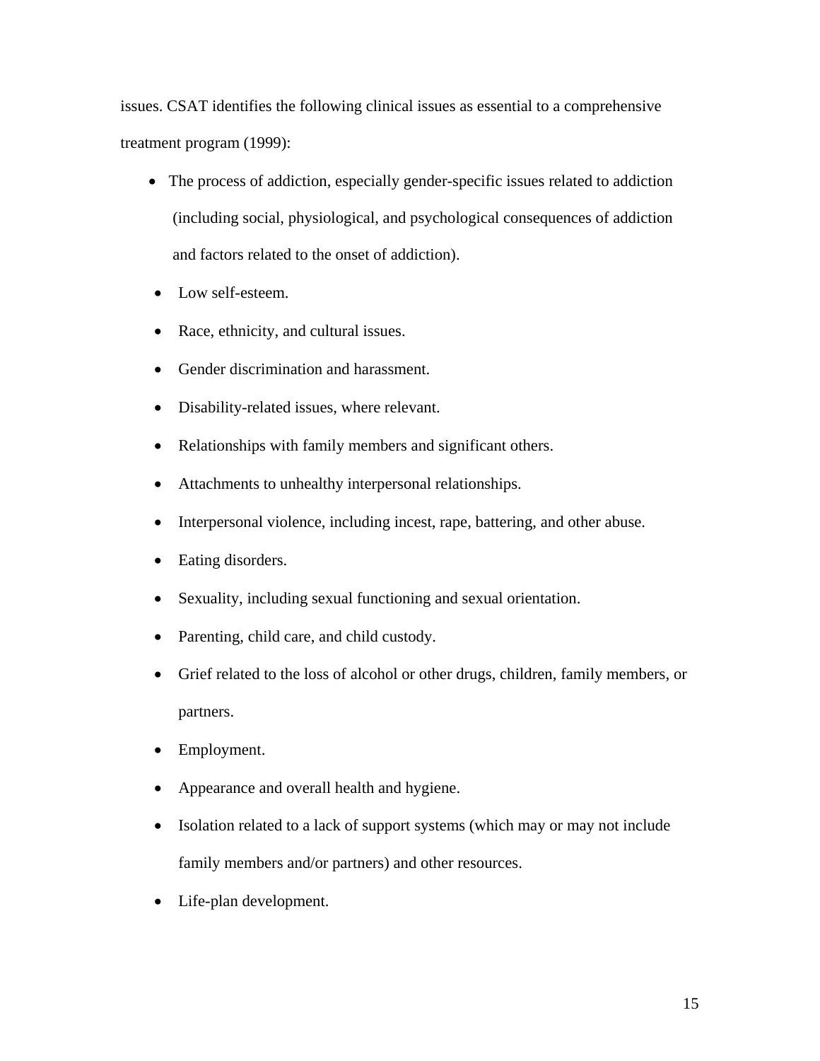issues. CSAT identifies the following clinical issues as essential to a comprehensive treatment program (1999):

- The process of addiction, especially gender-specific issues related to addiction (including social, physiological, and psychological consequences of addiction and factors related to the onset of addiction).
- Low self-esteem.
- Race, ethnicity, and cultural issues.
- Gender discrimination and harassment.
- Disability-related issues, where relevant.
- Relationships with family members and significant others.
- Attachments to unhealthy interpersonal relationships.
- Interpersonal violence, including incest, rape, battering, and other abuse.
- Eating disorders.
- Sexuality, including sexual functioning and sexual orientation.
- Parenting, child care, and child custody.
- Grief related to the loss of alcohol or other drugs, children, family members, or partners.
- Employment.
- Appearance and overall health and hygiene.
- Isolation related to a lack of support systems (which may or may not include family members and/or partners) and other resources.
- Life-plan development.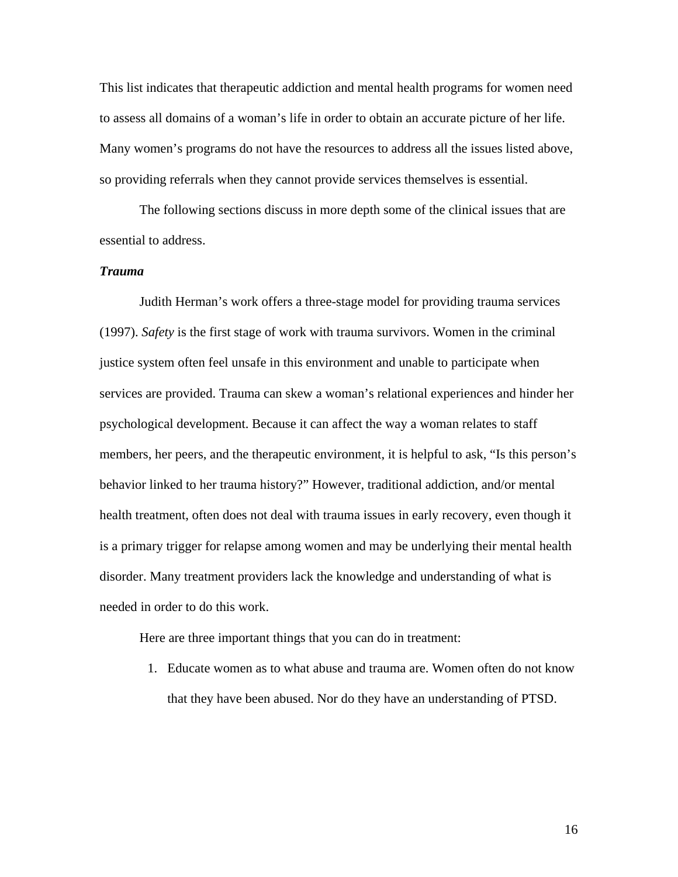This list indicates that therapeutic addiction and mental health programs for women need to assess all domains of a woman's life in order to obtain an accurate picture of her life. Many women's programs do not have the resources to address all the issues listed above, so providing referrals when they cannot provide services themselves is essential.

The following sections discuss in more depth some of the clinical issues that are essential to address.

***Trauma***

Judith Herman's work offers a three-stage model for providing trauma services (1997). *Safety* is the first stage of work with trauma survivors. Women in the criminal justice system often feel unsafe in this environment and unable to participate when services are provided. Trauma can skew a woman's relational experiences and hinder her psychological development. Because it can affect the way a woman relates to staff members, her peers, and the therapeutic environment, it is helpful to ask, "Is this person's behavior linked to her trauma history?" However, traditional addiction, and/or mental health treatment, often does not deal with trauma issues in early recovery, even though it is a primary trigger for relapse among women and may be underlying their mental health disorder. Many treatment providers lack the knowledge and understanding of what is needed in order to do this work.

Here are three important things that you can do in treatment:

1. Educate women as to what abuse and trauma are. Women often do not know that they have been abused. Nor do they have an understanding of PTSD.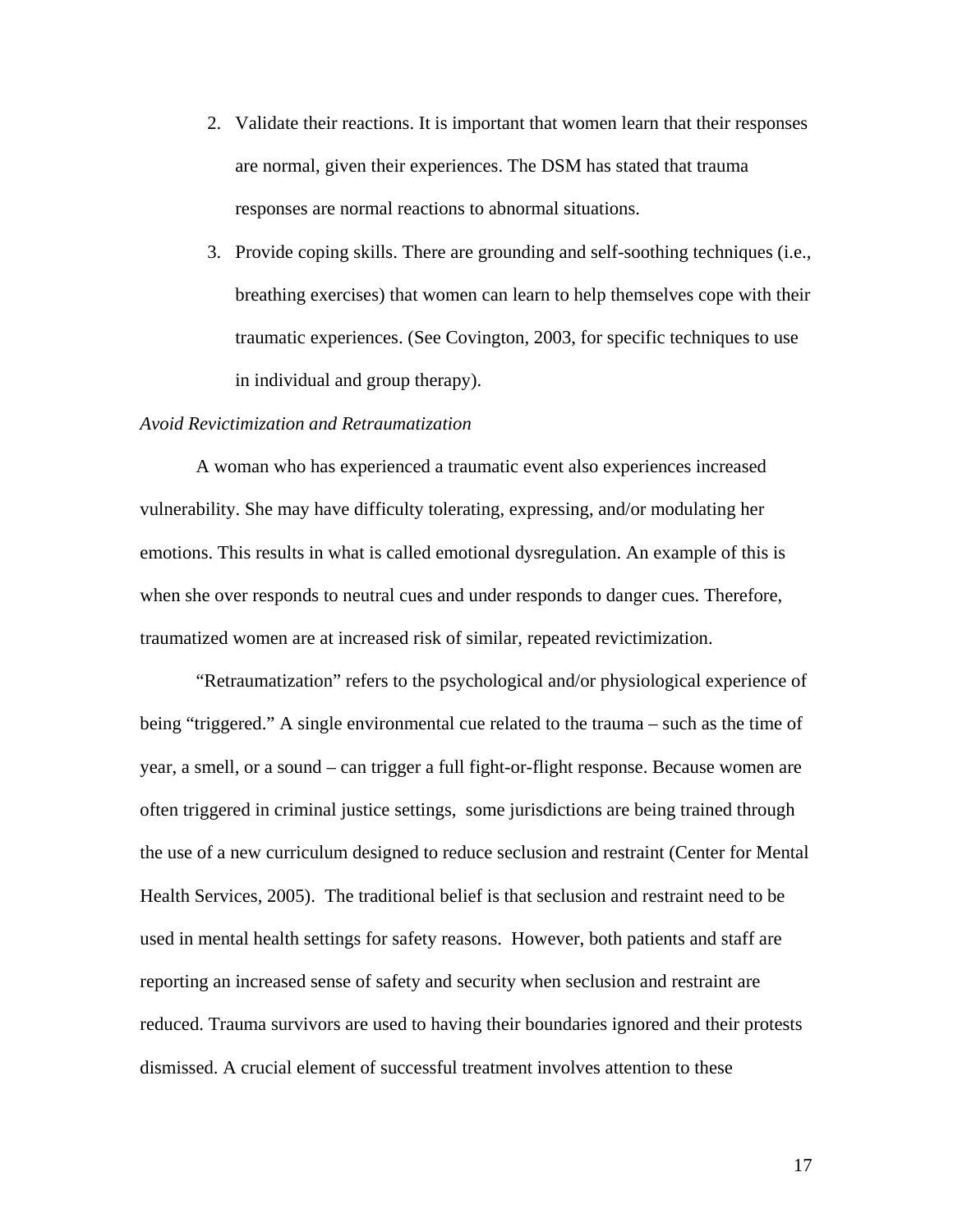2. Validate their reactions. It is important that women learn that their responses are normal, given their experiences. The DSM has stated that trauma responses are normal reactions to abnormal situations.
3. Provide coping skills. There are grounding and self-soothing techniques (i.e., breathing exercises) that women can learn to help themselves cope with their traumatic experiences. (See Covington, 2003, for specific techniques to use in individual and group therapy).

*Avoid Revictimization and Retraumatization*

A woman who has experienced a traumatic event also experiences increased vulnerability. She may have difficulty tolerating, expressing, and/or modulating her emotions. This results in what is called emotional dysregulation. An example of this is when she over responds to neutral cues and under responds to danger cues. Therefore, traumatized women are at increased risk of similar, repeated revictimization.

"Retraumatization" refers to the psychological and/or physiological experience of being "triggered." A single environmental cue related to the trauma – such as the time of year, a smell, or a sound – can trigger a full fight-or-flight response. Because women are often triggered in criminal justice settings, some jurisdictions are being trained through the use of a new curriculum designed to reduce seclusion and restraint (Center for Mental Health Services, 2005). The traditional belief is that seclusion and restraint need to be used in mental health settings for safety reasons. However, both patients and staff are reporting an increased sense of safety and security when seclusion and restraint are reduced. Trauma survivors are used to having their boundaries ignored and their protests dismissed. A crucial element of successful treatment involves attention to these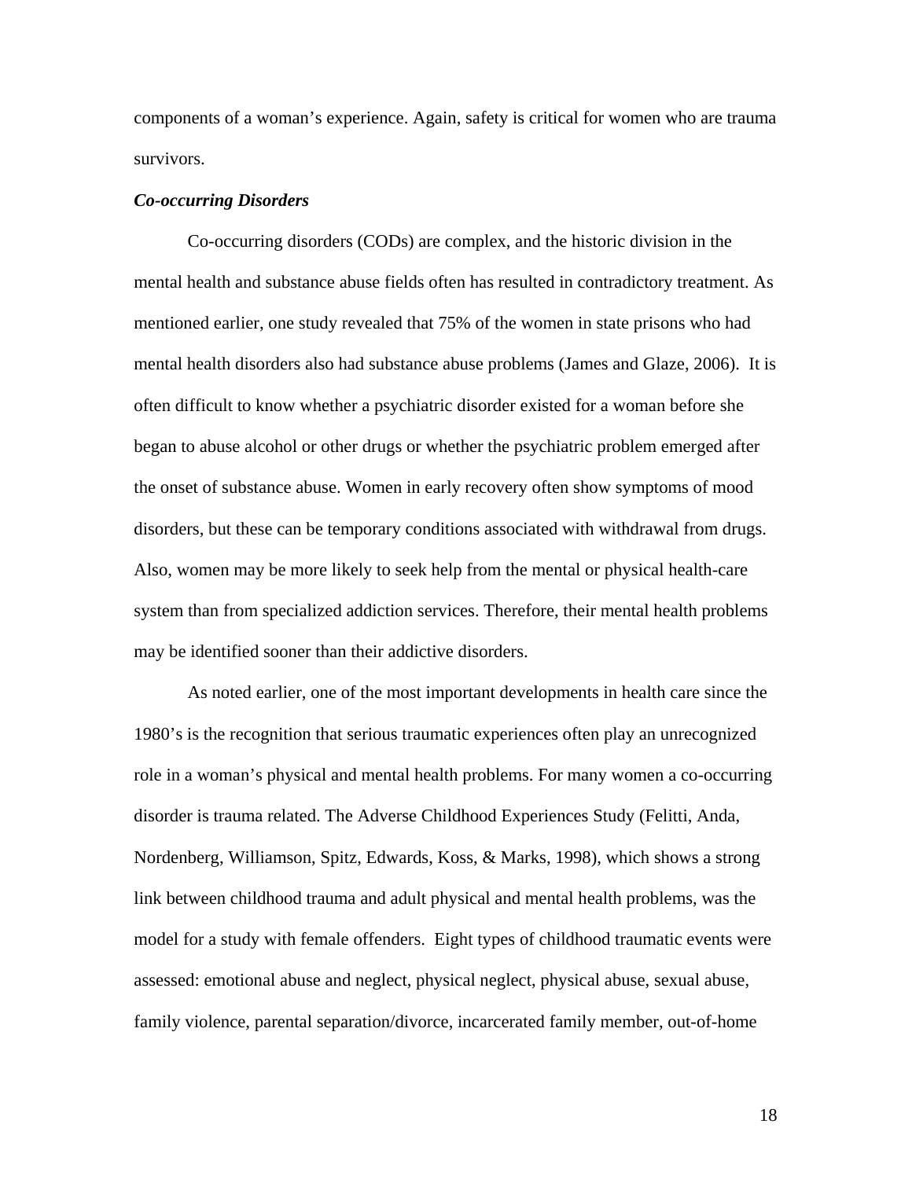components of a woman's experience. Again, safety is critical for women who are trauma survivors.

### *Co-occurring Disorders*

Co-occurring disorders (CODs) are complex, and the historic division in the mental health and substance abuse fields often has resulted in contradictory treatment. As mentioned earlier, one study revealed that 75% of the women in state prisons who had mental health disorders also had substance abuse problems (James and Glaze, 2006). It is often difficult to know whether a psychiatric disorder existed for a woman before she began to abuse alcohol or other drugs or whether the psychiatric problem emerged after the onset of substance abuse. Women in early recovery often show symptoms of mood disorders, but these can be temporary conditions associated with withdrawal from drugs. Also, women may be more likely to seek help from the mental or physical health-care system than from specialized addiction services. Therefore, their mental health problems may be identified sooner than their addictive disorders.

As noted earlier, one of the most important developments in health care since the 1980's is the recognition that serious traumatic experiences often play an unrecognized role in a woman's physical and mental health problems. For many women a co-occurring disorder is trauma related. The Adverse Childhood Experiences Study (Felitti, Anda, Nordenberg, Williamson, Spitz, Edwards, Koss, & Marks, 1998), which shows a strong link between childhood trauma and adult physical and mental health problems, was the model for a study with female offenders. Eight types of childhood traumatic events were assessed: emotional abuse and neglect, physical neglect, physical abuse, sexual abuse, family violence, parental separation/divorce, incarcerated family member, out-of-home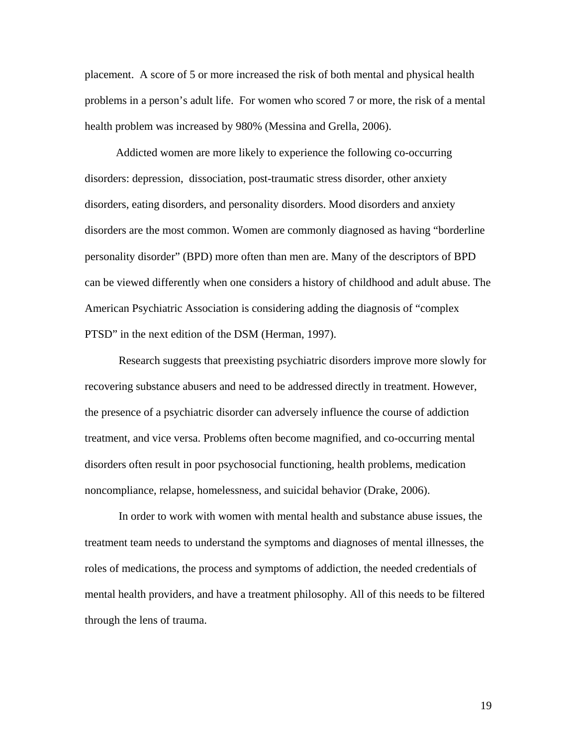placement.  A score of 5 or more increased the risk of both mental and physical health problems in a person's adult life.  For women who scored 7 or more, the risk of a mental health problem was increased by 980% (Messina and Grella, 2006).

Addicted women are more likely to experience the following co-occurring disorders: depression, dissociation, post-traumatic stress disorder, other anxiety disorders, eating disorders, and personality disorders. Mood disorders and anxiety disorders are the most common. Women are commonly diagnosed as having "borderline personality disorder" (BPD) more often than men are. Many of the descriptors of BPD can be viewed differently when one considers a history of childhood and adult abuse. The American Psychiatric Association is considering adding the diagnosis of "complex PTSD" in the next edition of the DSM (Herman, 1997).

Research suggests that preexisting psychiatric disorders improve more slowly for recovering substance abusers and need to be addressed directly in treatment. However, the presence of a psychiatric disorder can adversely influence the course of addiction treatment, and vice versa. Problems often become magnified, and co-occurring mental disorders often result in poor psychosocial functioning, health problems, medication noncompliance, relapse, homelessness, and suicidal behavior (Drake, 2006).

In order to work with women with mental health and substance abuse issues, the treatment team needs to understand the symptoms and diagnoses of mental illnesses, the roles of medications, the process and symptoms of addiction, the needed credentials of mental health providers, and have a treatment philosophy. All of this needs to be filtered through the lens of trauma.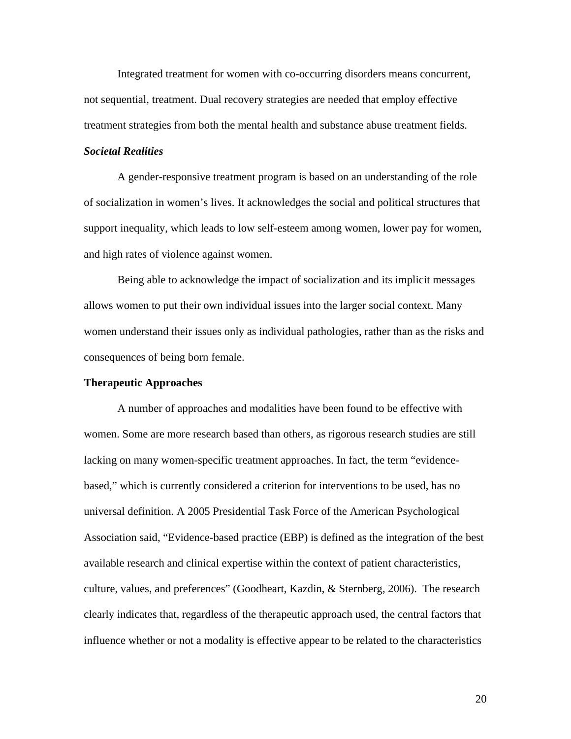Integrated treatment for women with co-occurring disorders means concurrent, not sequential, treatment. Dual recovery strategies are needed that employ effective treatment strategies from both the mental health and substance abuse treatment fields.

### *Societal Realities*

A gender-responsive treatment program is based on an understanding of the role of socialization in women's lives. It acknowledges the social and political structures that support inequality, which leads to low self-esteem among women, lower pay for women, and high rates of violence against women.

Being able to acknowledge the impact of socialization and its implicit messages allows women to put their own individual issues into the larger social context. Many women understand their issues only as individual pathologies, rather than as the risks and consequences of being born female.

## Therapeutic Approaches

A number of approaches and modalities have been found to be effective with women. Some are more research based than others, as rigorous research studies are still lacking on many women-specific treatment approaches. In fact, the term "evidence-based," which is currently considered a criterion for interventions to be used, has no universal definition. A 2005 Presidential Task Force of the American Psychological Association said, "Evidence-based practice (EBP) is defined as the integration of the best available research and clinical expertise within the context of patient characteristics, culture, values, and preferences" (Goodheart, Kazdin, & Sternberg, 2006). The research clearly indicates that, regardless of the therapeutic approach used, the central factors that influence whether or not a modality is effective appear to be related to the characteristics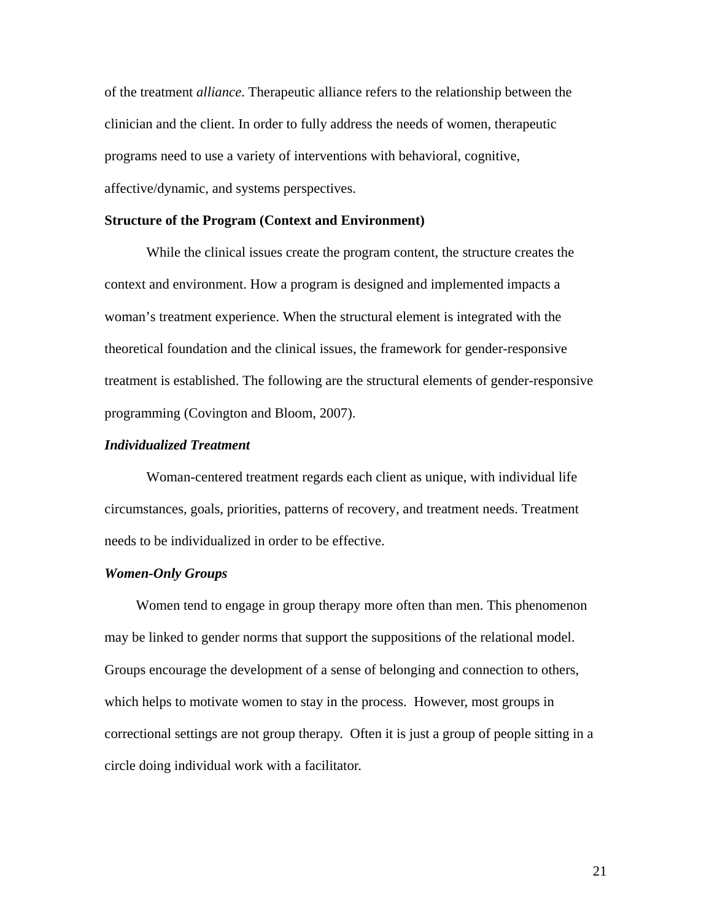of the treatment *alliance*. Therapeutic alliance refers to the relationship between the clinician and the client. In order to fully address the needs of women, therapeutic programs need to use a variety of interventions with behavioral, cognitive, affective/dynamic, and systems perspectives.

**Structure of the Program (Context and Environment)**

While the clinical issues create the program content, the structure creates the context and environment. How a program is designed and implemented impacts a woman's treatment experience. When the structural element is integrated with the theoretical foundation and the clinical issues, the framework for gender-responsive treatment is established. The following are the structural elements of gender-responsive programming (Covington and Bloom, 2007).

***Individualized Treatment***

Woman-centered treatment regards each client as unique, with individual life circumstances, goals, priorities, patterns of recovery, and treatment needs. Treatment needs to be individualized in order to be effective.

***Women-Only Groups***

Women tend to engage in group therapy more often than men. This phenomenon may be linked to gender norms that support the suppositions of the relational model. Groups encourage the development of a sense of belonging and connection to others, which helps to motivate women to stay in the process. However, most groups in correctional settings are not group therapy. Often it is just a group of people sitting in a circle doing individual work with a facilitator.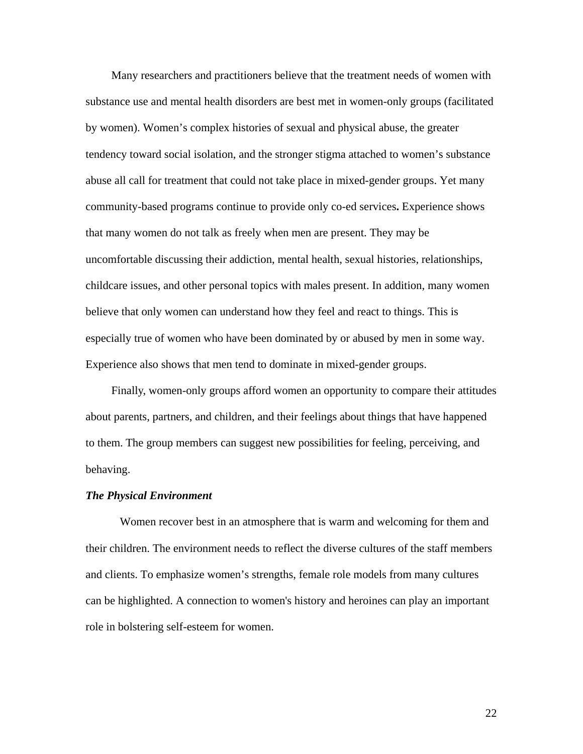Many researchers and practitioners believe that the treatment needs of women with substance use and mental health disorders are best met in women-only groups (facilitated by women). Women's complex histories of sexual and physical abuse, the greater tendency toward social isolation, and the stronger stigma attached to women's substance abuse all call for treatment that could not take place in mixed-gender groups. Yet many community-based programs continue to provide only co-ed services. Experience shows that many women do not talk as freely when men are present. They may be uncomfortable discussing their addiction, mental health, sexual histories, relationships, childcare issues, and other personal topics with males present. In addition, many women believe that only women can understand how they feel and react to things. This is especially true of women who have been dominated by or abused by men in some way. Experience also shows that men tend to dominate in mixed-gender groups.

Finally, women-only groups afford women an opportunity to compare their attitudes about parents, partners, and children, and their feelings about things that have happened to them. The group members can suggest new possibilities for feeling, perceiving, and behaving.

***The Physical Environment***

Women recover best in an atmosphere that is warm and welcoming for them and their children. The environment needs to reflect the diverse cultures of the staff members and clients. To emphasize women's strengths, female role models from many cultures can be highlighted. A connection to women's history and heroines can play an important role in bolstering self-esteem for women.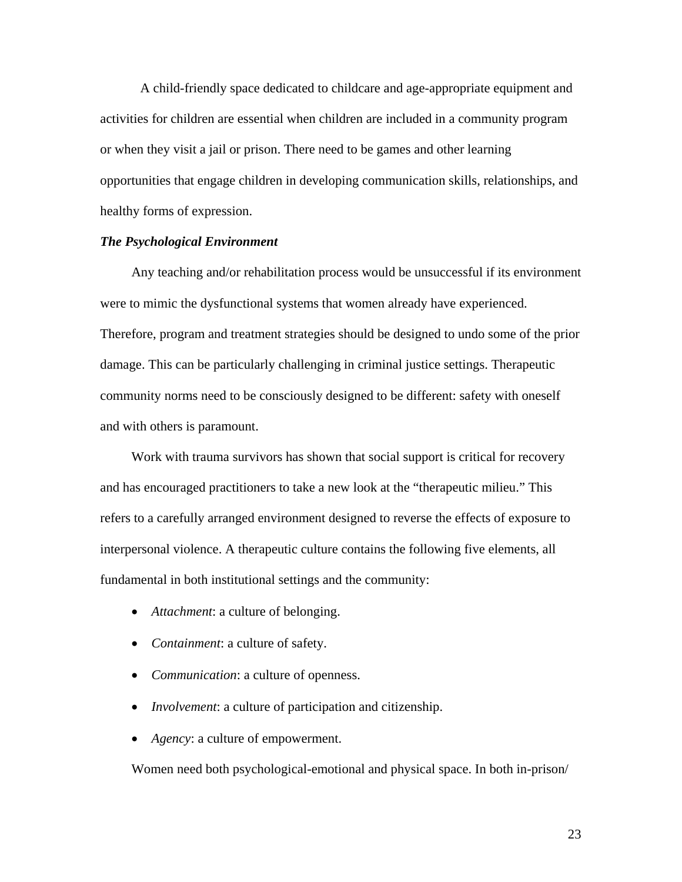A child-friendly space dedicated to childcare and age-appropriate equipment and activities for children are essential when children are included in a community program or when they visit a jail or prison. There need to be games and other learning opportunities that engage children in developing communication skills, relationships, and healthy forms of expression.

***The Psychological Environment***

Any teaching and/or rehabilitation process would be unsuccessful if its environment were to mimic the dysfunctional systems that women already have experienced. Therefore, program and treatment strategies should be designed to undo some of the prior damage. This can be particularly challenging in criminal justice settings. Therapeutic community norms need to be consciously designed to be different: safety with oneself and with others is paramount.

Work with trauma survivors has shown that social support is critical for recovery and has encouraged practitioners to take a new look at the "therapeutic milieu." This refers to a carefully arranged environment designed to reverse the effects of exposure to interpersonal violence. A therapeutic culture contains the following five elements, all fundamental in both institutional settings and the community:

- *Attachment*: a culture of belonging.
- *Containment*: a culture of safety.
- *Communication*: a culture of openness.
- *Involvement*: a culture of participation and citizenship.
- *Agency*: a culture of empowerment.

Women need both psychological-emotional and physical space. In both in-prison/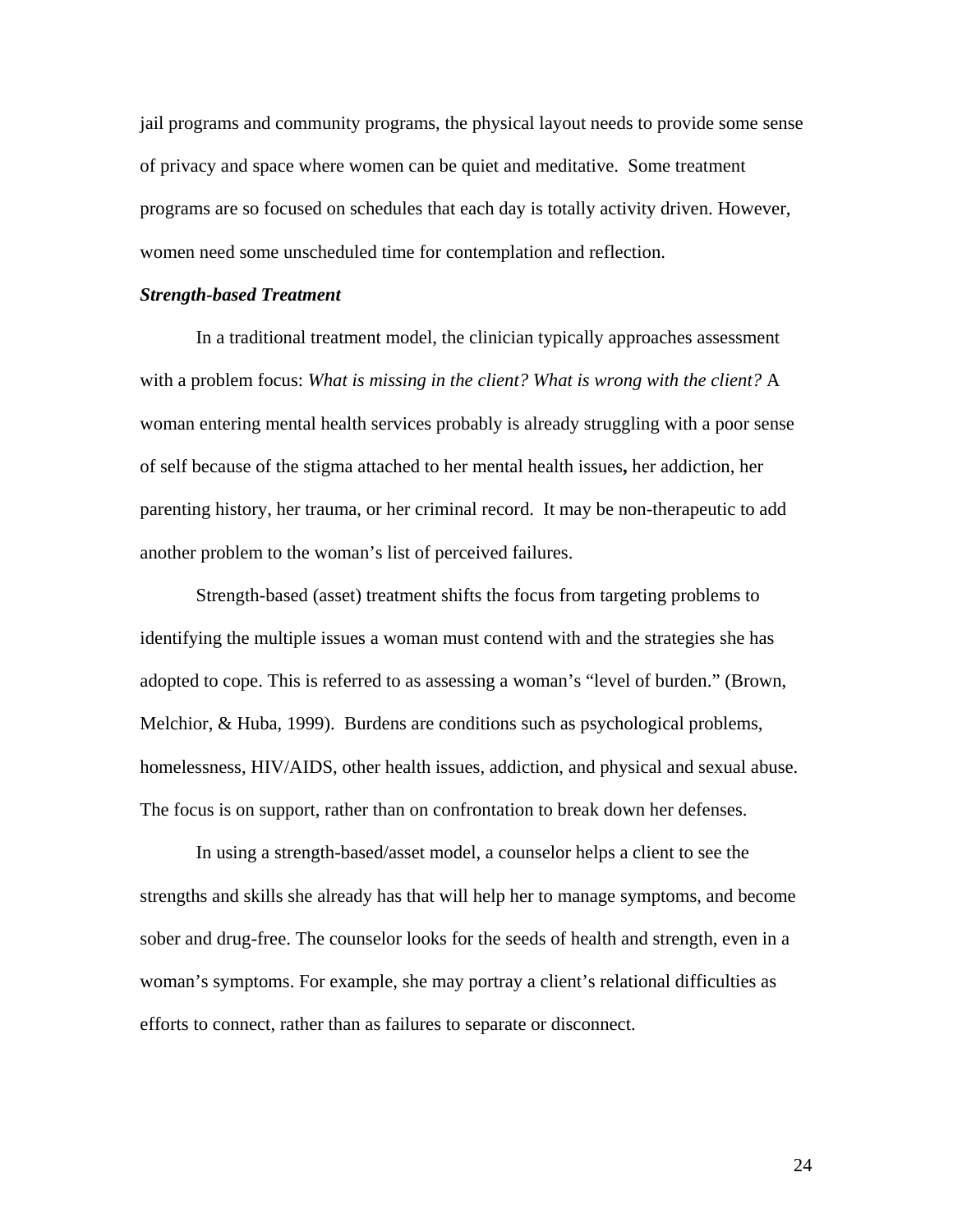jail programs and community programs, the physical layout needs to provide some sense of privacy and space where women can be quiet and meditative. Some treatment programs are so focused on schedules that each day is totally activity driven. However, women need some unscheduled time for contemplation and reflection.

***Strength-based Treatment***

In a traditional treatment model, the clinician typically approaches assessment with a problem focus: *What is missing in the client? What is wrong with the client?* A woman entering mental health services probably is already struggling with a poor sense of self because of the stigma attached to her mental health issues**,** her addiction, her parenting history, her trauma, or her criminal record. It may be non-therapeutic to add another problem to the woman's list of perceived failures.

Strength-based (asset) treatment shifts the focus from targeting problems to identifying the multiple issues a woman must contend with and the strategies she has adopted to cope. This is referred to as assessing a woman's "level of burden." (Brown, Melchior, & Huba, 1999). Burdens are conditions such as psychological problems, homelessness, HIV/AIDS, other health issues, addiction, and physical and sexual abuse. The focus is on support, rather than on confrontation to break down her defenses.

In using a strength-based/asset model, a counselor helps a client to see the strengths and skills she already has that will help her to manage symptoms, and become sober and drug-free. The counselor looks for the seeds of health and strength, even in a woman's symptoms. For example, she may portray a client's relational difficulties as efforts to connect, rather than as failures to separate or disconnect.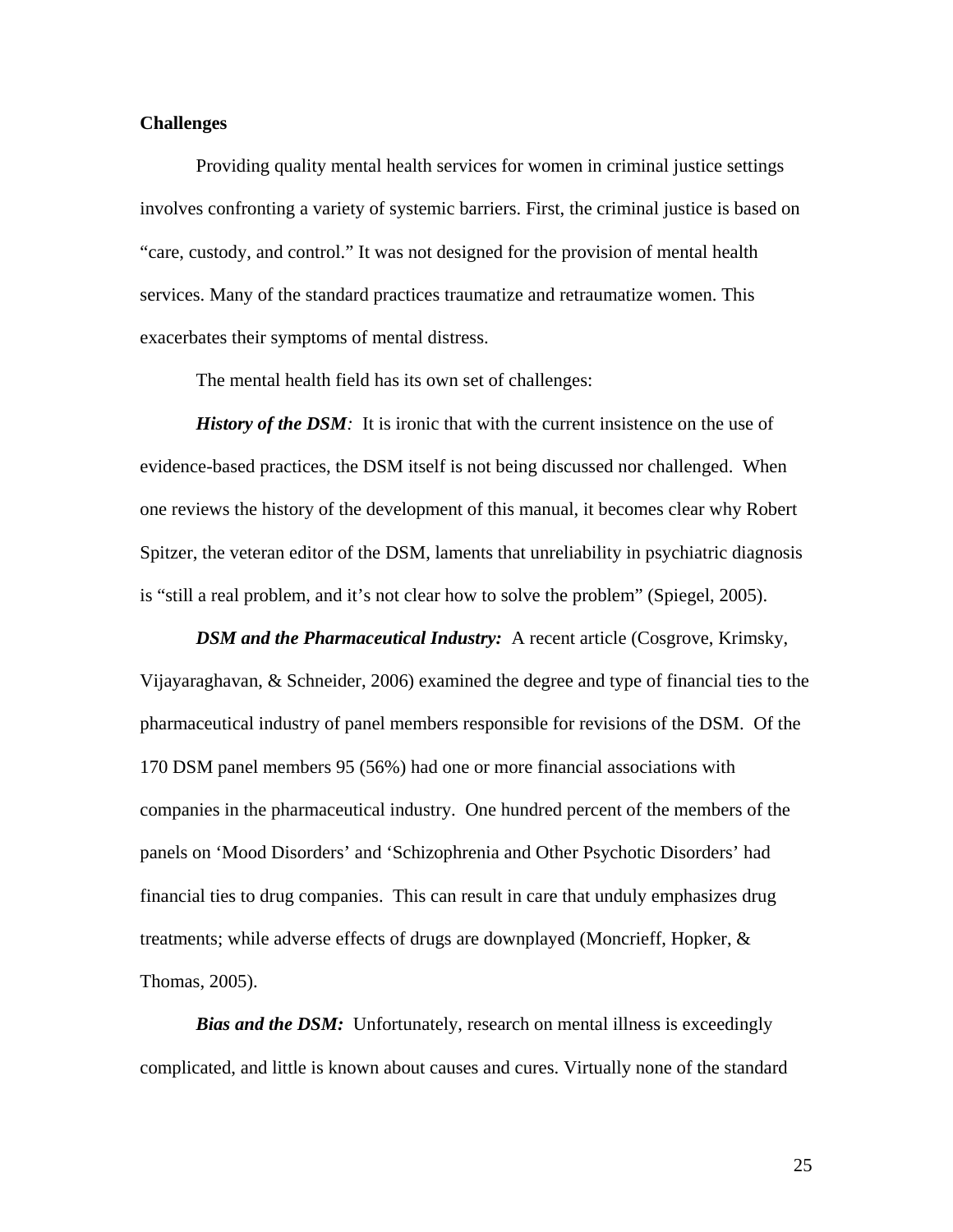**Challenges**

Providing quality mental health services for women in criminal justice settings involves confronting a variety of systemic barriers. First, the criminal justice is based on "care, custody, and control." It was not designed for the provision of mental health services. Many of the standard practices traumatize and retraumatize women. This exacerbates their symptoms of mental distress.

The mental health field has its own set of challenges:

***History of the DSM****:* It is ironic that with the current insistence on the use of evidence-based practices, the DSM itself is not being discussed nor challenged. When one reviews the history of the development of this manual, it becomes clear why Robert Spitzer, the veteran editor of the DSM, laments that unreliability in psychiatric diagnosis is "still a real problem, and it's not clear how to solve the problem" (Spiegel, 2005).

***DSM and the Pharmaceutical Industry:*** A recent article (Cosgrove, Krimsky, Vijayaraghavan, & Schneider, 2006) examined the degree and type of financial ties to the pharmaceutical industry of panel members responsible for revisions of the DSM. Of the 170 DSM panel members 95 (56%) had one or more financial associations with companies in the pharmaceutical industry. One hundred percent of the members of the panels on 'Mood Disorders' and 'Schizophrenia and Other Psychotic Disorders' had financial ties to drug companies. This can result in care that unduly emphasizes drug treatments; while adverse effects of drugs are downplayed (Moncrieff, Hopker, & Thomas, 2005).

***Bias and the DSM:*** Unfortunately, research on mental illness is exceedingly complicated, and little is known about causes and cures. Virtually none of the standard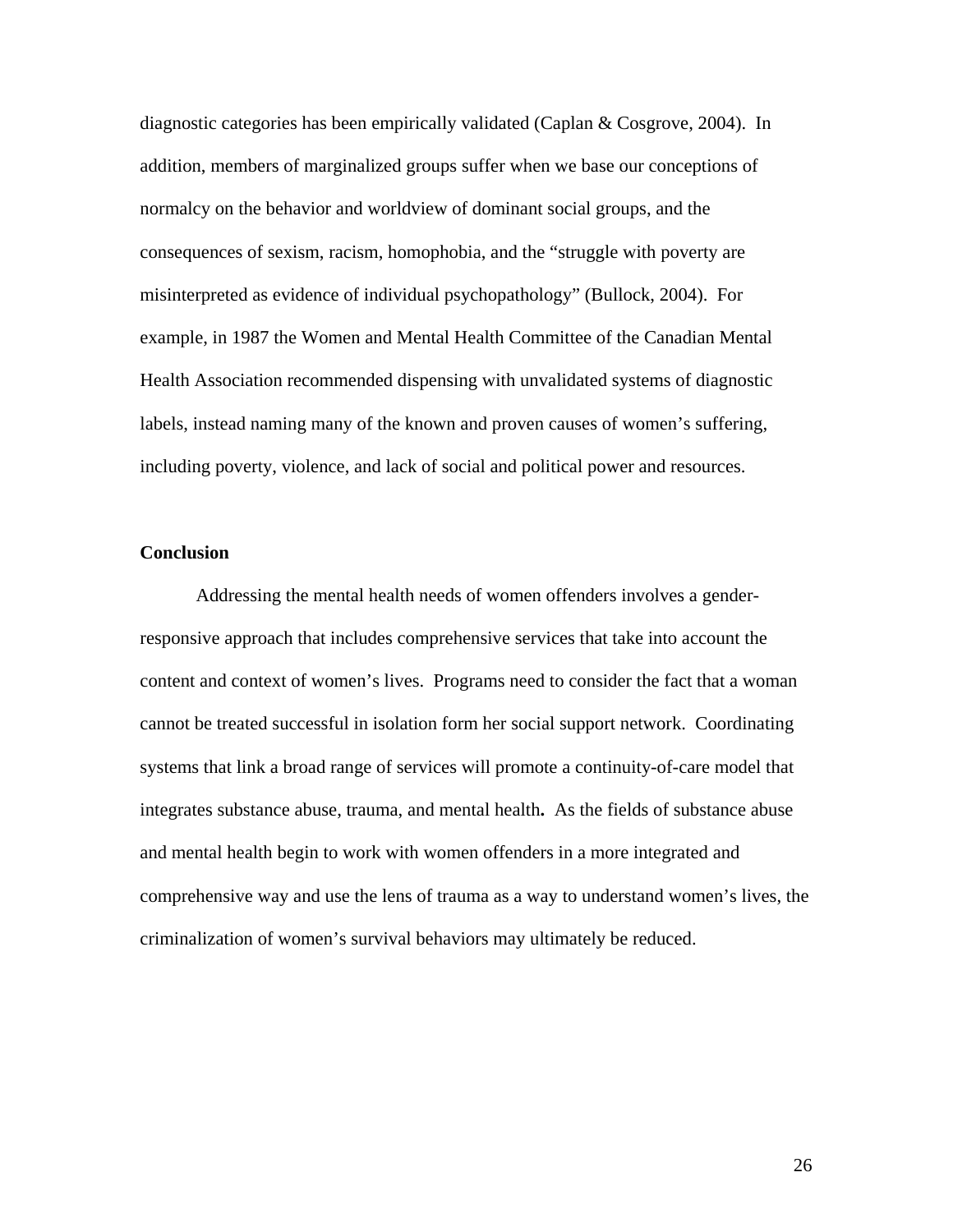diagnostic categories has been empirically validated (Caplan & Cosgrove, 2004). In addition, members of marginalized groups suffer when we base our conceptions of normalcy on the behavior and worldview of dominant social groups, and the consequences of sexism, racism, homophobia, and the "struggle with poverty are misinterpreted as evidence of individual psychopathology" (Bullock, 2004). For example, in 1987 the Women and Mental Health Committee of the Canadian Mental Health Association recommended dispensing with unvalidated systems of diagnostic labels, instead naming many of the known and proven causes of women's suffering, including poverty, violence, and lack of social and political power and resources.

**Conclusion**

Addressing the mental health needs of women offenders involves a gender-responsive approach that includes comprehensive services that take into account the content and context of women's lives. Programs need to consider the fact that a woman cannot be treated successful in isolation form her social support network. Coordinating systems that link a broad range of services will promote a continuity-of-care model that integrates substance abuse, trauma, and mental health**.** As the fields of substance abuse and mental health begin to work with women offenders in a more integrated and comprehensive way and use the lens of trauma as a way to understand women's lives, the criminalization of women's survival behaviors may ultimately be reduced.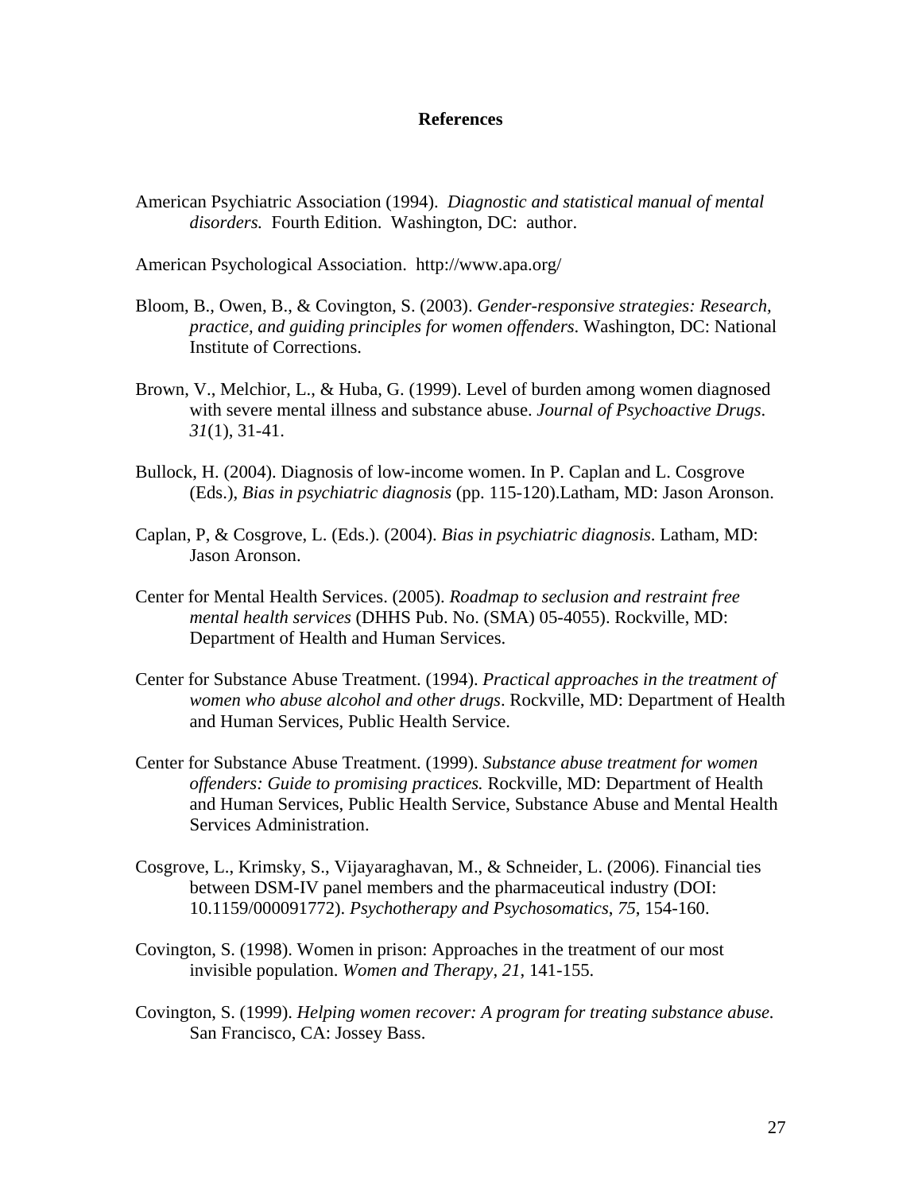# References

American Psychiatric Association (1994). *Diagnostic and statistical manual of mental disorders.* Fourth Edition. Washington, DC: author.

American Psychological Association. http://www.apa.org/

Bloom, B., Owen, B., & Covington, S. (2003). *Gender-responsive strategies: Research, practice, and guiding principles for women offenders*. Washington, DC: National Institute of Corrections.

Brown, V., Melchior, L., & Huba, G. (1999). Level of burden among women diagnosed with severe mental illness and substance abuse. *Journal of Psychoactive Drugs*. *31*(1), 31-41.

Bullock, H. (2004). Diagnosis of low-income women. In P. Caplan and L. Cosgrove (Eds.), *Bias in psychiatric diagnosis* (pp. 115-120).Latham, MD: Jason Aronson.

Caplan, P, & Cosgrove, L. (Eds.). (2004). *Bias in psychiatric diagnosis*. Latham, MD: Jason Aronson.

Center for Mental Health Services. (2005). *Roadmap to seclusion and restraint free mental health services* (DHHS Pub. No. (SMA) 05-4055). Rockville, MD: Department of Health and Human Services.

Center for Substance Abuse Treatment. (1994). *Practical approaches in the treatment of women who abuse alcohol and other drugs*. Rockville, MD: Department of Health and Human Services, Public Health Service.

Center for Substance Abuse Treatment. (1999). *Substance abuse treatment for women offenders: Guide to promising practices.* Rockville, MD: Department of Health and Human Services, Public Health Service, Substance Abuse and Mental Health Services Administration.

Cosgrove, L., Krimsky, S., Vijayaraghavan, M., & Schneider, L. (2006). Financial ties between DSM-IV panel members and the pharmaceutical industry (DOI: 10.1159/000091772). *Psychotherapy and Psychosomatics*, *75*, 154-160.

Covington, S. (1998). Women in prison: Approaches in the treatment of our most invisible population. *Women and Therapy*, *21*, 141-155.

Covington, S. (1999). *Helping women recover: A program for treating substance abuse.* San Francisco, CA: Jossey Bass.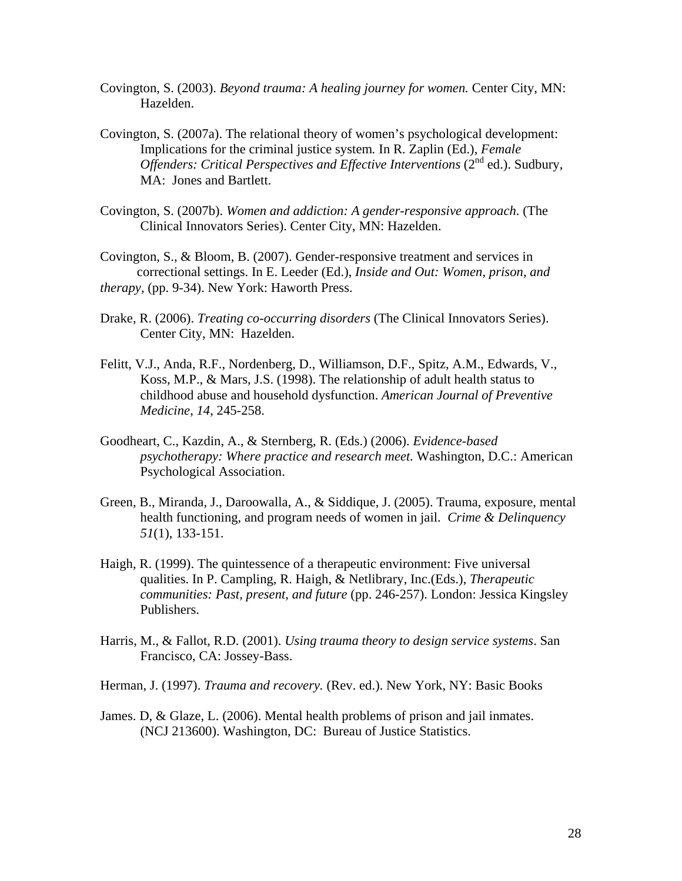Covington, S. (2003). *Beyond trauma: A healing journey for women.* Center City, MN: Hazelden.

Covington, S. (2007a). The relational theory of women's psychological development: Implications for the criminal justice system*.* In R. Zaplin (Ed.), *Female Offenders: Critical Perspectives and Effective Interventions* (2nd ed.). Sudbury, MA: Jones and Bartlett.

Covington, S. (2007b). *Women and addiction: A gender-responsive approach*. (The Clinical Innovators Series). Center City, MN: Hazelden.

Covington, S., & Bloom, B. (2007). Gender-responsive treatment and services in correctional settings. In E. Leeder (Ed.), *Inside and Out: Women, prison, and therapy*, (pp. 9-34). New York: Haworth Press.

Drake, R. (2006). *Treating co-occurring disorders* (The Clinical Innovators Series). Center City, MN: Hazelden.

Felitt, V.J., Anda, R.F., Nordenberg, D., Williamson, D.F., Spitz, A.M., Edwards, V., Koss, M.P., & Mars, J.S. (1998). The relationship of adult health status to childhood abuse and household dysfunction. *American Journal of Preventive Medicine*, *14*, 245-258.

Goodheart, C., Kazdin, A., & Sternberg, R. (Eds.) (2006). *Evidence-based psychotherapy: Where practice and research meet.* Washington, D.C.: American Psychological Association.

Green, B., Miranda, J., Daroowalla, A., & Siddique, J. (2005). Trauma, exposure, mental health functioning, and program needs of women in jail. *Crime & Delinquency 51*(1), 133-151.

Haigh, R. (1999). The quintessence of a therapeutic environment: Five universal qualities. In P. Campling, R. Haigh, & Netlibrary, Inc.(Eds.), *Therapeutic communities: Past, present, and future* (pp. 246-257). London: Jessica Kingsley Publishers.

Harris, M., & Fallot, R.D. (2001). *Using trauma theory to design service systems*. San Francisco, CA: Jossey-Bass.

Herman, J. (1997). *Trauma and recovery.* (Rev. ed.). New York, NY: Basic Books

James. D, & Glaze, L. (2006). Mental health problems of prison and jail inmates. (NCJ 213600). Washington, DC: Bureau of Justice Statistics.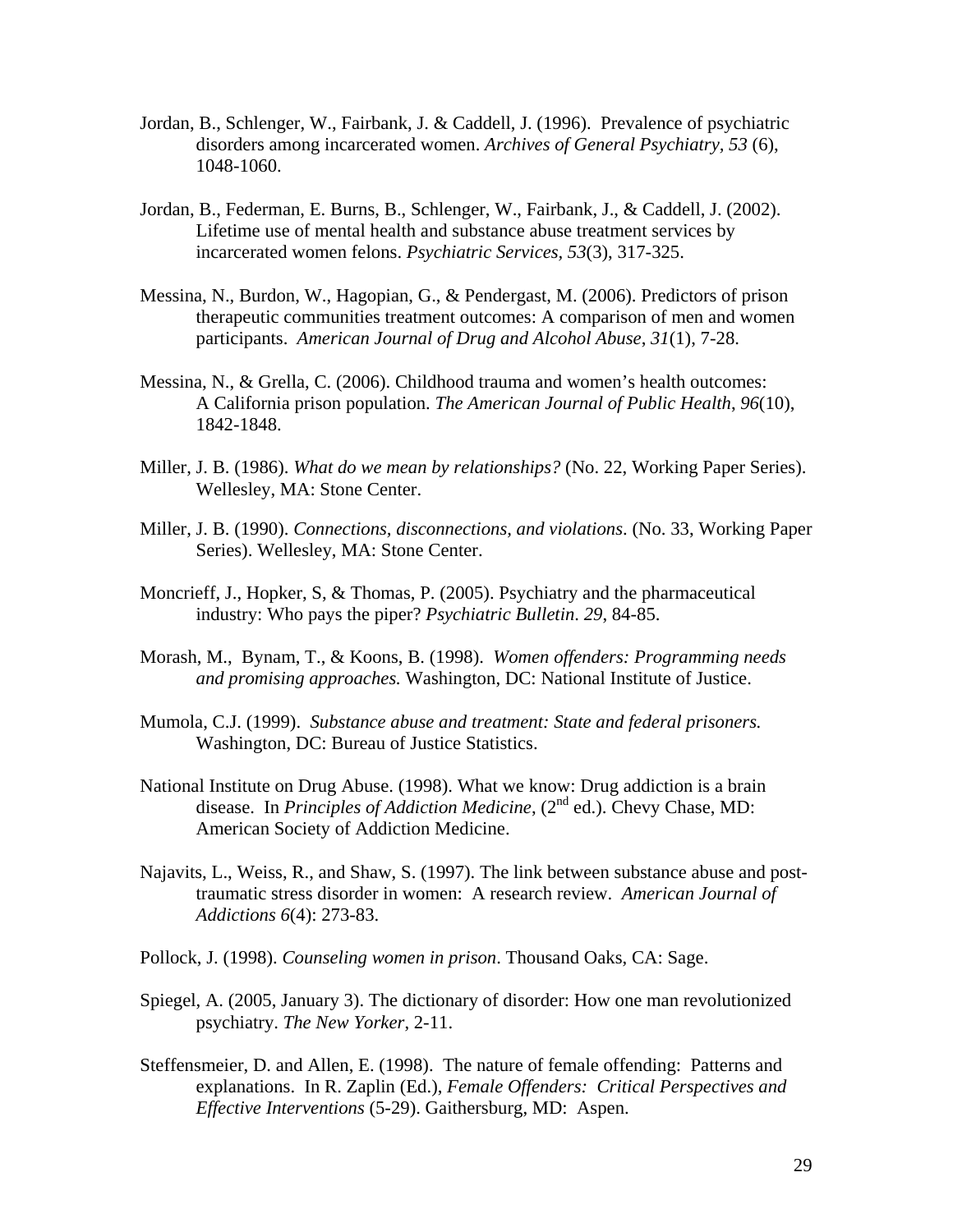Jordan, B., Schlenger, W., Fairbank, J. & Caddell, J. (1996). Prevalence of psychiatric disorders among incarcerated women. *Archives of General Psychiatry, 53* (6), 1048-1060.

Jordan, B., Federman, E. Burns, B., Schlenger, W., Fairbank, J., & Caddell, J. (2002). Lifetime use of mental health and substance abuse treatment services by incarcerated women felons. *Psychiatric Services, 53*(3), 317-325.

Messina, N., Burdon, W., Hagopian, G., & Pendergast, M. (2006). Predictors of prison therapeutic communities treatment outcomes: A comparison of men and women participants. *American Journal of Drug and Alcohol Abuse, 31*(1), 7-28.

Messina, N., & Grella, C. (2006). Childhood trauma and women's health outcomes: A California prison population. *The American Journal of Public Health, 96*(10), 1842-1848.

Miller, J. B. (1986). *What do we mean by relationships?* (No. 22, Working Paper Series). Wellesley, MA: Stone Center.

Miller, J. B. (1990). *Connections, disconnections, and violations*. (No. 33, Working Paper Series). Wellesley, MA: Stone Center.

Moncrieff, J., Hopker, S, & Thomas, P. (2005). Psychiatry and the pharmaceutical industry: Who pays the piper? *Psychiatric Bulletin. 29*, 84-85.

Morash, M., Bynam, T., & Koons, B. (1998). *Women offenders: Programming needs and promising approaches.* Washington, DC: National Institute of Justice.

Mumola, C.J. (1999). *Substance abuse and treatment: State and federal prisoners.* Washington, DC: Bureau of Justice Statistics.

National Institute on Drug Abuse. (1998). What we know: Drug addiction is a brain disease. In *Principles of Addiction Medicine*, (2nd ed.). Chevy Chase, MD: American Society of Addiction Medicine.

Najavits, L., Weiss, R., and Shaw, S. (1997). The link between substance abuse and post-traumatic stress disorder in women: A research review. *American Journal of Addictions 6*(4): 273-83.

Pollock, J. (1998). *Counseling women in prison*. Thousand Oaks, CA: Sage.

Spiegel, A. (2005, January 3). The dictionary of disorder: How one man revolutionized psychiatry. *The New Yorker*, 2-11.

Steffensmeier, D. and Allen, E. (1998). The nature of female offending: Patterns and explanations. In R. Zaplin (Ed.), *Female Offenders: Critical Perspectives and Effective Interventions* (5-29). Gaithersburg, MD: Aspen.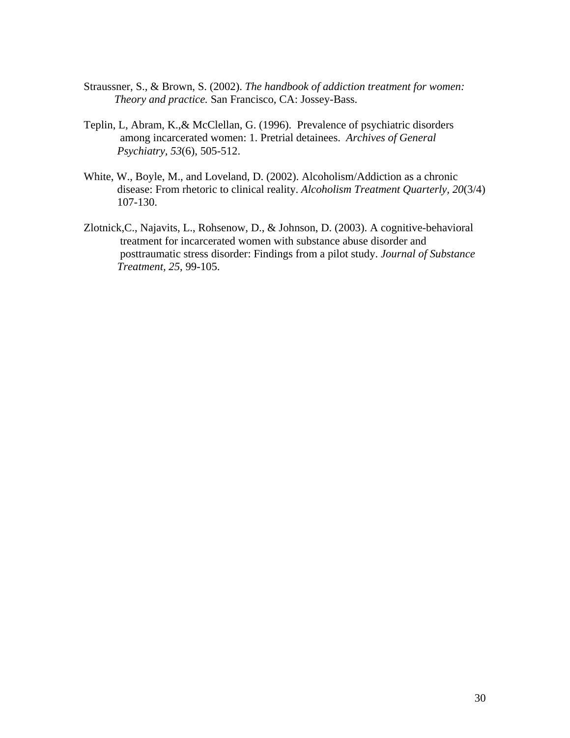Straussner, S., & Brown, S. (2002). *The handbook of addiction treatment for women: Theory and practice.* San Francisco, CA: Jossey-Bass.

Teplin, L, Abram, K.,& McClellan, G. (1996). Prevalence of psychiatric disorders among incarcerated women: 1. Pretrial detainees. *Archives of General Psychiatry, 53*(6), 505-512.

White, W., Boyle, M., and Loveland, D. (2002). Alcoholism/Addiction as a chronic disease: From rhetoric to clinical reality. *Alcoholism Treatment Quarterly, 20*(3/4) 107-130.

Zlotnick,C., Najavits, L., Rohsenow, D., & Johnson, D. (2003). A cognitive-behavioral treatment for incarcerated women with substance abuse disorder and posttraumatic stress disorder: Findings from a pilot study. *Journal of Substance Treatment, 25*, 99-105.